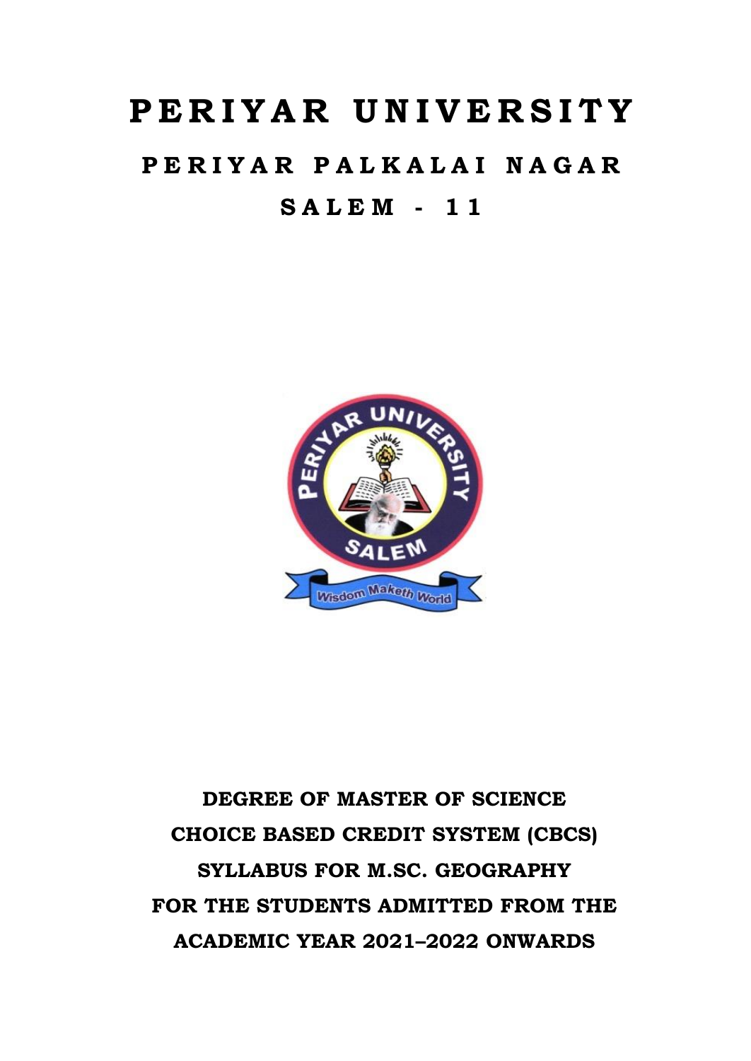# PERIYAR UNIVERSITY

## PERIYAR PALKALAI NAGAR

## SALEM - 11

**DEGREE OF MASTER OF SCIENCE**

**CHOICE BASED CREDIT SYSTEM (CBCS)**

**SYLLABUS FOR M.SC. GEOGRAPHY**

**FOR THE STUDENTS ADMITTED FROM THE**

**ACADEMIC YEAR 2021–2022 ONWARDS**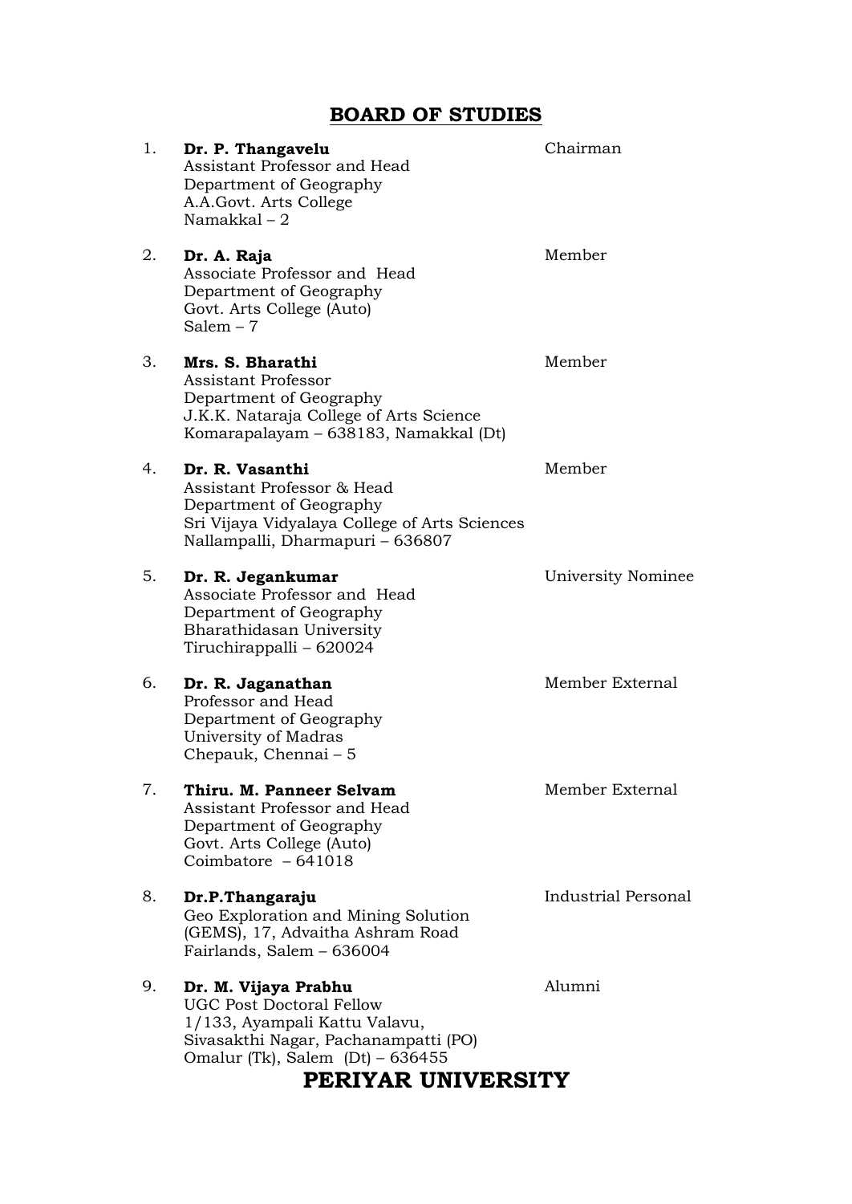## BOARD OF STUDIES

| No. | Name and Address | Designation |
|---|---|---|
| 1. | **Dr. P. Thangavelu**<br>Assistant Professor and Head<br>Department of Geography<br>A.A.Govt. Arts College<br>Namakkal – 2 | Chairman |
| 2. | **Dr. A. Raja**<br>Associate Professor and Head<br>Department of Geography<br>Govt. Arts College (Auto)<br>Salem – 7 | Member |
| 3. | **Mrs. S. Bharathi**<br>Assistant Professor<br>Department of Geography<br>J.K.K. Nataraja College of Arts Science<br>Komarapalayam – 638183, Namakkal (Dt) | Member |
| 4. | **Dr. R. Vasanthi**<br>Assistant Professor & Head<br>Department of Geography<br>Sri Vijaya Vidyalaya College of Arts Sciences<br>Nallampalli, Dharmapuri – 636807 | Member |
| 5. | **Dr. R. Jegankumar**<br>Associate Professor and Head<br>Department of Geography<br>Bharathidasan University<br>Tiruchirappalli – 620024 | University Nominee |
| 6. | **Dr. R. Jaganathan**<br>Professor and Head<br>Department of Geography<br>University of Madras<br>Chepauk, Chennai – 5 | Member External |
| 7. | **Thiru. M. Panneer Selvam**<br>Assistant Professor and Head<br>Department of Geography<br>Govt. Arts College (Auto)<br>Coimbatore – 641018 | Member External |
| 8. | **Dr.P.Thangaraju**<br>Geo Exploration and Mining Solution<br>(GEMS), 17, Advaitha Ashram Road<br>Fairlands, Salem – 636004 | Industrial Personal |
| 9. | **Dr. M. Vijaya Prabhu**<br>UGC Post Doctoral Fellow<br>1/133, Ayampali Kattu Valavu,<br>Sivasakthi Nagar, Pachanampatti (PO)<br>Omalur (Tk), Salem (Dt) – 636455 | Alumni |

**PERIYAR UNIVERSITY**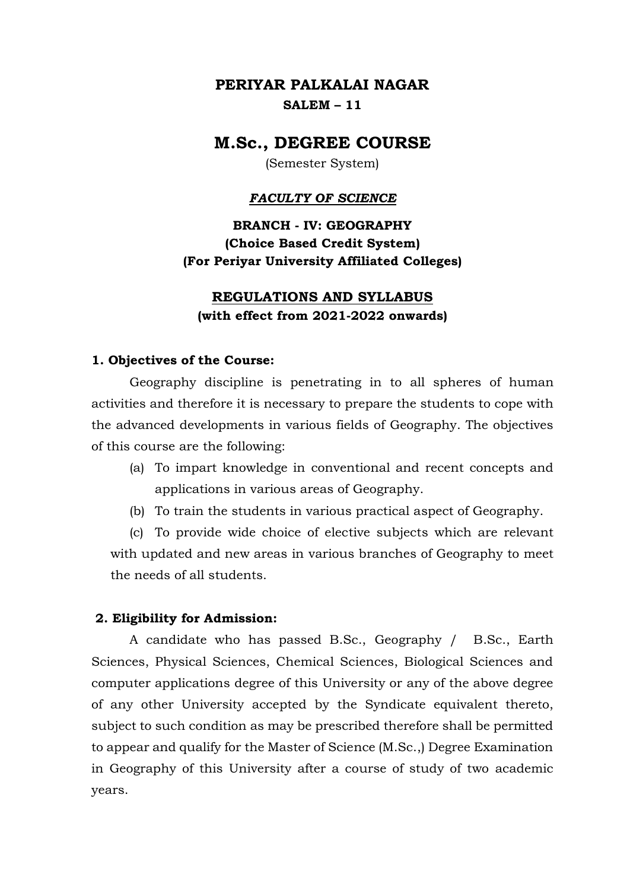# PERIYAR PALKALAI NAGAR
**SALEM – 11**

# M.Sc., DEGREE COURSE

(Semester System)

***FACULTY OF SCIENCE***

**BRANCH - IV: GEOGRAPHY**
**(Choice Based Credit System)**
**(For Periyar University Affiliated Colleges)**

## REGULATIONS AND SYLLABUS
**(with effect from 2021-2022 onwards)**

### 1. Objectives of the Course:

Geography discipline is penetrating in to all spheres of human activities and therefore it is necessary to prepare the students to cope with the advanced developments in various fields of Geography. The objectives of this course are the following:

(a) To impart knowledge in conventional and recent concepts and applications in various areas of Geography.

(b) To train the students in various practical aspect of Geography.

(c) To provide wide choice of elective subjects which are relevant with updated and new areas in various branches of Geography to meet the needs of all students.

### 2. Eligibility for Admission:

A candidate who has passed B.Sc., Geography / B.Sc., Earth Sciences, Physical Sciences, Chemical Sciences, Biological Sciences and computer applications degree of this University or any of the above degree of any other University accepted by the Syndicate equivalent thereto, subject to such condition as may be prescribed therefore shall be permitted to appear and qualify for the Master of Science (M.Sc.,) Degree Examination in Geography of this University after a course of study of two academic years.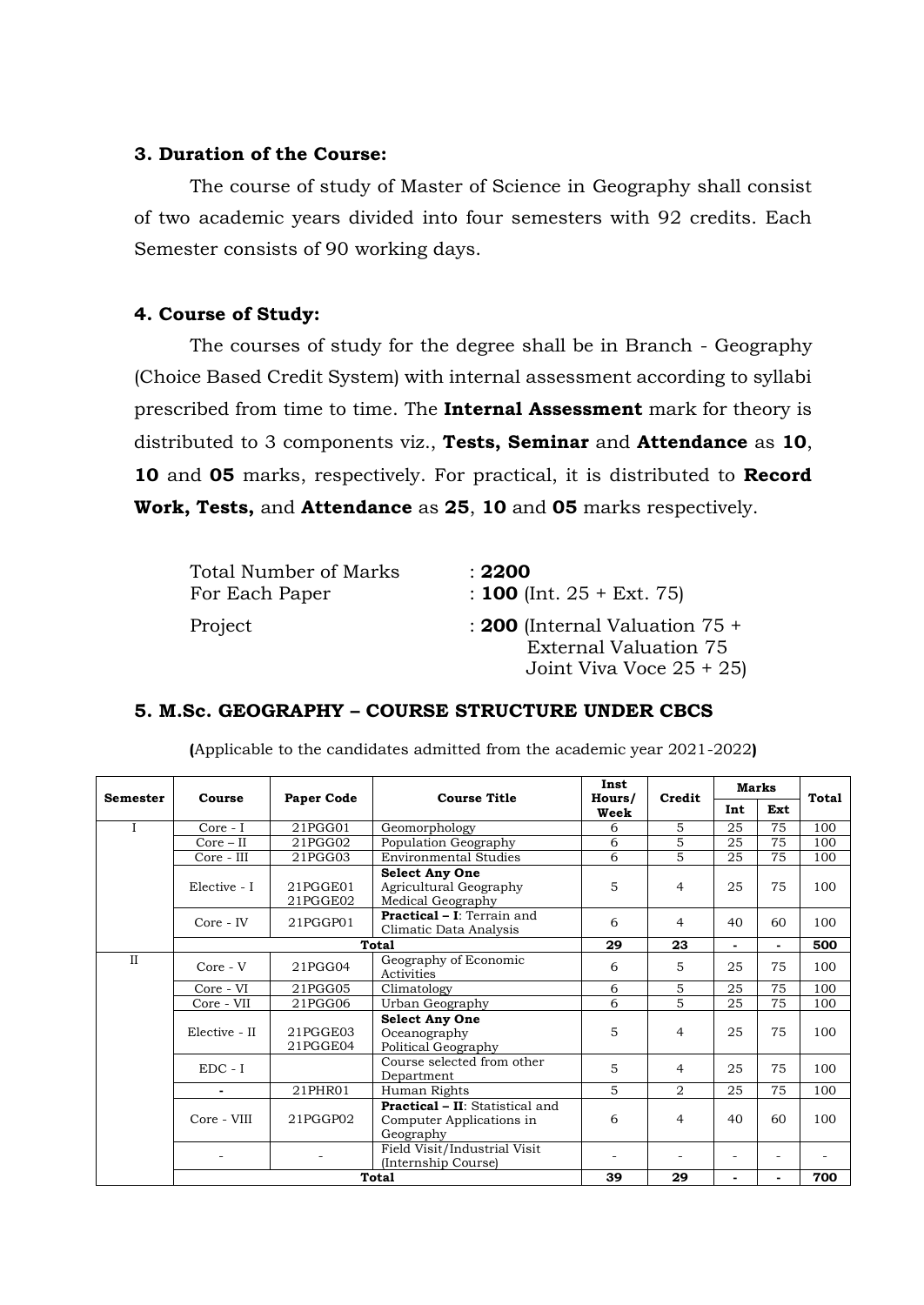### 3. Duration of the Course:

The course of study of Master of Science in Geography shall consist of two academic years divided into four semesters with 92 credits. Each Semester consists of 90 working days.

### 4. Course of Study:

The courses of study for the degree shall be in Branch - Geography (Choice Based Credit System) with internal assessment according to syllabi prescribed from time to time. The **Internal Assessment** mark for theory is distributed to 3 components viz., **Tests, Seminar** and **Attendance** as **10**, **10** and **05** marks, respectively. For practical, it is distributed to **Record Work, Tests,** and **Attendance** as **25**, **10** and **05** marks respectively.

Total Number of Marks : **2200**
For Each Paper : **100** (Int. 25 + Ext. 75)
Project : **200** (Internal Valuation 75 + External Valuation 75 Joint Viva Voce 25 + 25)

### 5. M.Sc. GEOGRAPHY – COURSE STRUCTURE UNDER CBCS

**(**Applicable to the candidates admitted from the academic year 2021-2022**)**

| Semester | Course | Paper Code | Course Title | Inst Hours/ Week | Credit | Marks | | Total |
|---|---|---|---|---|---|---|---|---|
| | | | | | | Int | Ext | |
| I | Core - I | 21PGG01 | Geomorphology | 6 | 5 | 25 | 75 | 100 |
| | Core – II | 21PGG02 | Population Geography | 6 | 5 | 25 | 75 | 100 |
| | Core - III | 21PGG03 | Environmental Studies | 6 | 5 | 25 | 75 | 100 |
| | Elective - I | 21PGGE01<br>21PGGE02 | **Select Any One**<br>Agricultural Geography<br>Medical Geography | 5 | 4 | 25 | 75 | 100 |
| | Core - IV | 21PGGP01 | **Practical – I**: Terrain and Climatic Data Analysis | 6 | 4 | 40 | 60 | 100 |
| | **Total** | | | **29** | **23** | **-** | **-** | **500** |
| II | Core - V | 21PGG04 | Geography of Economic Activities | 6 | 5 | 25 | 75 | 100 |
| | Core - VI | 21PGG05 | Climatology | 6 | 5 | 25 | 75 | 100 |
| | Core - VII | 21PGG06 | Urban Geography | 6 | 5 | 25 | 75 | 100 |
| | Elective - II | 21PGGE03<br>21PGGE04 | **Select Any One**<br>Oceanography<br>Political Geography | 5 | 4 | 25 | 75 | 100 |
| | EDC - I | | Course selected from other Department | 5 | 4 | 25 | 75 | 100 |
| | - | 21PHR01 | Human Rights | 5 | 2 | 25 | 75 | 100 |
| | Core - VIII | 21PGGP02 | **Practical – II**: Statistical and Computer Applications in Geography | 6 | 4 | 40 | 60 | 100 |
| | - | - | Field Visit/Industrial Visit (Internship Course) | - | - | - | - | - |
| | **Total** | | | **39** | **29** | **-** | **-** | **700** |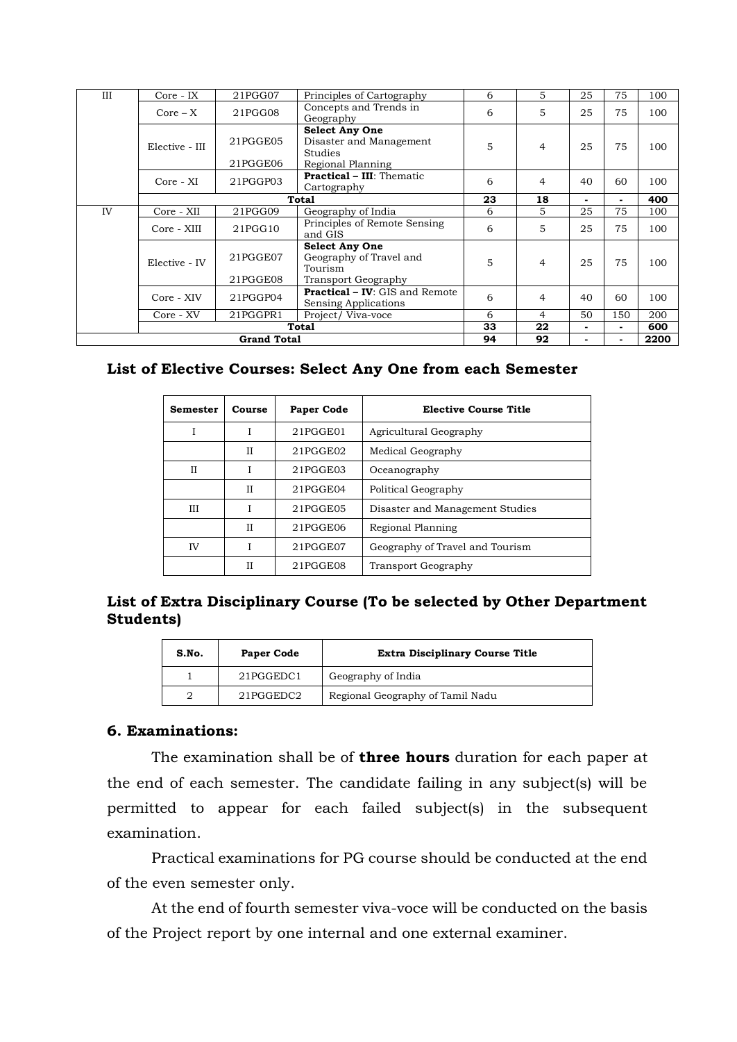| III | Core - IX | 21PGG07 | Principles of Cartography | 6 | 5 | 25 | 75 | 100 |
|---|---|---|---|---|---|---|---|---|
| | Core – X | 21PGG08 | Concepts and Trends in Geography | 6 | 5 | 25 | 75 | 100 |
| | Elective - III | 21PGGE05<br>21PGGE06 | **Select Any One**<br>Disaster and Management Studies<br>Regional Planning | 5 | 4 | 25 | 75 | 100 |
| | Core - XI | 21PGGP03 | **Practical – III**: Thematic Cartography | 6 | 4 | 40 | 60 | 100 |
| | **Total** | | | **23** | **18** | **-** | **-** | **400** |
| IV | Core - XII | 21PGG09 | Geography of India | 6 | 5 | 25 | 75 | 100 |
| | Core - XIII | 21PGG10 | Principles of Remote Sensing and GIS | 6 | 5 | 25 | 75 | 100 |
| | Elective - IV | 21PGGE07<br>21PGGE08 | **Select Any One**<br>Geography of Travel and Tourism<br>Transport Geography | 5 | 4 | 25 | 75 | 100 |
| | Core - XIV | 21PGGP04 | **Practical – IV**: GIS and Remote Sensing Applications | 6 | 4 | 40 | 60 | 100 |
| | Core - XV | 21PGGPR1 | Project/ Viva-voce | 6 | 4 | 50 | 150 | 200 |
| | **Total** | | | **33** | **22** | **-** | **-** | **600** |
| **Grand Total** | | | | **94** | **92** | **-** | **-** | **2200** |

### List of Elective Courses: Select Any One from each Semester

| Semester | Course | Paper Code | Elective Course Title |
|---|---|---|---|
| I | I | 21PGGE01 | Agricultural Geography |
| | II | 21PGGE02 | Medical Geography |
| II | I | 21PGGE03 | Oceanography |
| | II | 21PGGE04 | Political Geography |
| III | I | 21PGGE05 | Disaster and Management Studies |
| | II | 21PGGE06 | Regional Planning |
| IV | I | 21PGGE07 | Geography of Travel and Tourism |
| | II | 21PGGE08 | Transport Geography |

### List of Extra Disciplinary Course (To be selected by Other Department Students)

| S.No. | Paper Code | Extra Disciplinary Course Title |
|---|---|---|
| 1 | 21PGGEDC1 | Geography of India |
| 2 | 21PGGEDC2 | Regional Geography of Tamil Nadu |

### 6. Examinations:

The examination shall be of **three hours** duration for each paper at the end of each semester. The candidate failing in any subject(s) will be permitted to appear for each failed subject(s) in the subsequent examination.

Practical examinations for PG course should be conducted at the end of the even semester only.

At the end of fourth semester viva-voce will be conducted on the basis of the Project report by one internal and one external examiner.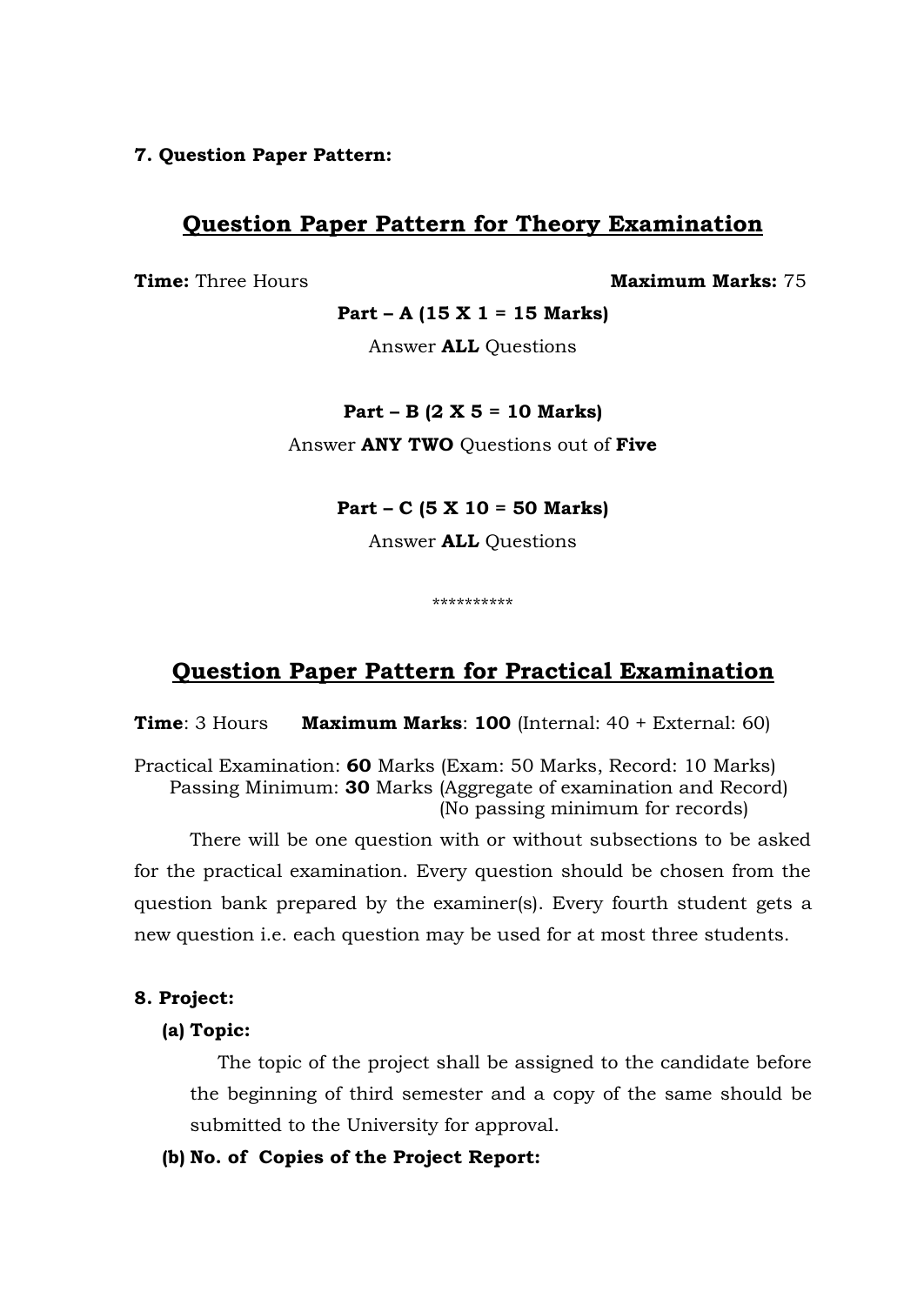**7. Question Paper Pattern:**

## Question Paper Pattern for Theory Examination

**Time:** Three Hours **Maximum Marks:** 75

**Part – A (15 X 1 = 15 Marks)**

Answer **ALL** Questions

**Part – B (2 X 5 = 10 Marks)**

Answer **ANY TWO** Questions out of **Five**

**Part – C (5 X 10 = 50 Marks)**

Answer **ALL** Questions

**********

## Question Paper Pattern for Practical Examination

**Time**: 3 Hours **Maximum Marks**: **100** (Internal: 40 + External: 60)

Practical Examination: **60** Marks (Exam: 50 Marks, Record: 10 Marks)
Passing Minimum: **30** Marks (Aggregate of examination and Record)
(No passing minimum for records)

There will be one question with or without subsections to be asked for the practical examination. Every question should be chosen from the question bank prepared by the examiner(s). Every fourth student gets a new question i.e. each question may be used for at most three students.

**8. Project:**

**(a) Topic:**

The topic of the project shall be assigned to the candidate before the beginning of third semester and a copy of the same should be submitted to the University for approval.

**(b) No. of Copies of the Project Report:**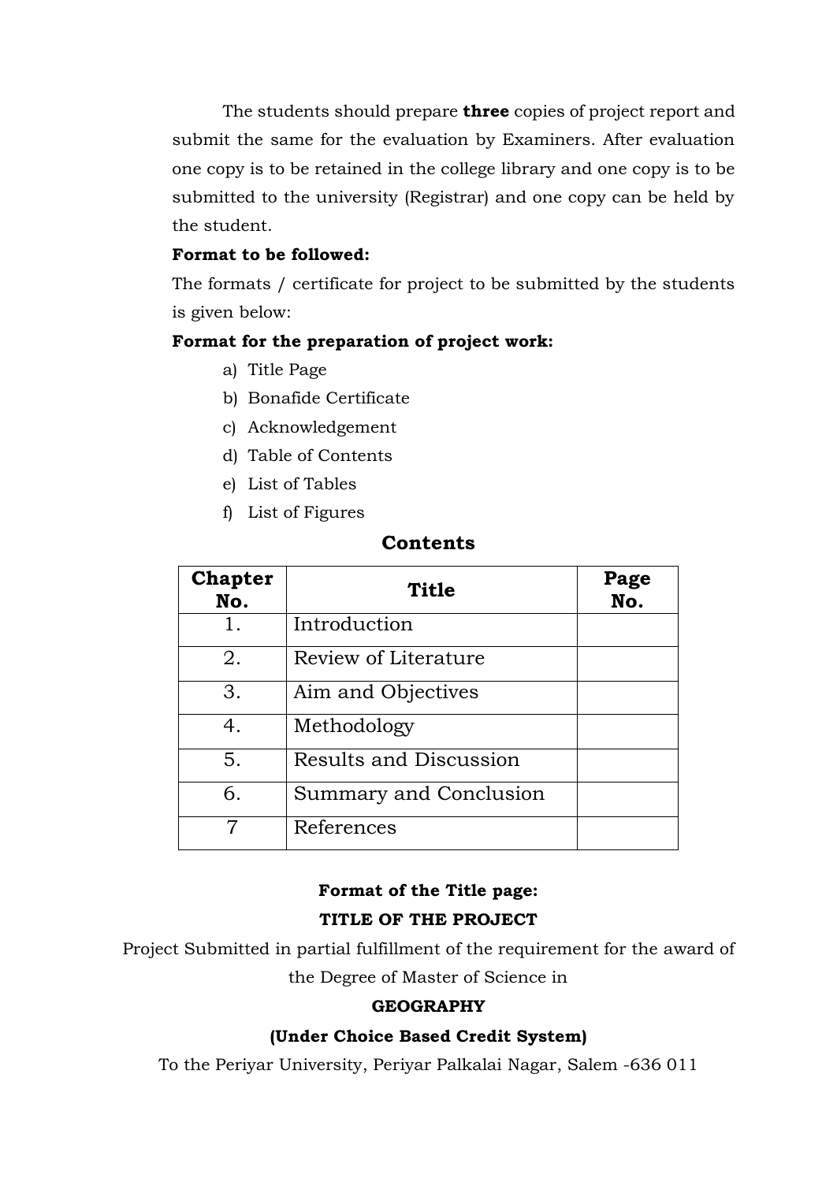The students should prepare **three** copies of project report and submit the same for the evaluation by Examiners. After evaluation one copy is to be retained in the college library and one copy is to be submitted to the university (Registrar) and one copy can be held by the student.

**Format to be followed:**

The formats / certificate for project to be submitted by the students is given below:

**Format for the preparation of project work:**

a) Title Page
b) Bonafide Certificate
c) Acknowledgement
d) Table of Contents
e) List of Tables
f) List of Figures

## Contents

| Chapter No. | Title | Page No. |
|---|---|---|
| 1. | Introduction | |
| 2. | Review of Literature | |
| 3. | Aim and Objectives | |
| 4. | Methodology | |
| 5. | Results and Discussion | |
| 6. | Summary and Conclusion | |
| 7 | References | |

**Format of the Title page:**

**TITLE OF THE PROJECT**

Project Submitted in partial fulfillment of the requirement for the award of the Degree of Master of Science in

**GEOGRAPHY**

**(Under Choice Based Credit System)**

To the Periyar University, Periyar Palkalai Nagar, Salem -636 011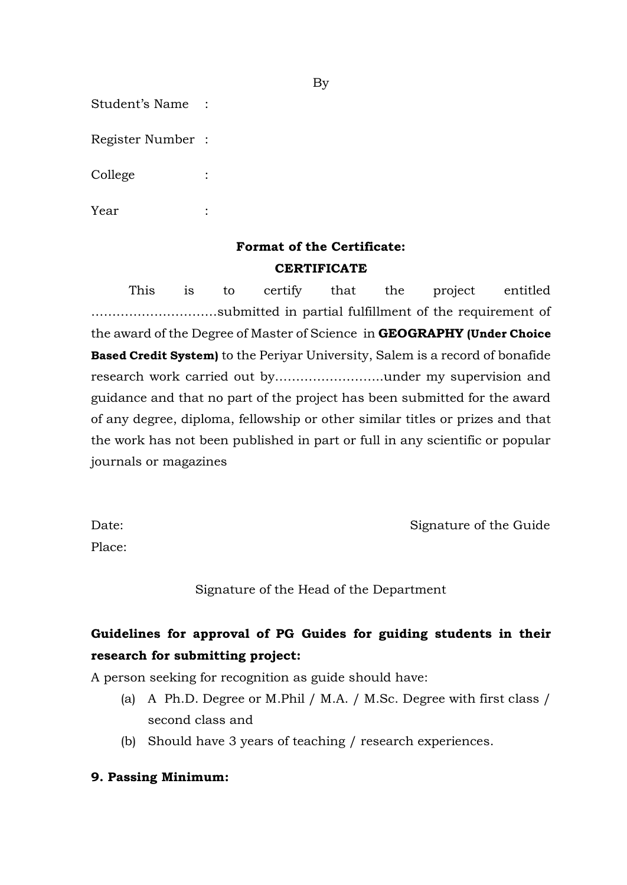By

Student's Name :

Register Number :

College :

Year :

**Format of the Certificate:**

**CERTIFICATE**

This is to certify that the project entitled …………………………submitted in partial fulfillment of the requirement of the award of the Degree of Master of Science in **GEOGRAPHY (Under Choice Based Credit System)** to the Periyar University, Salem is a record of bonafide research work carried out by……………………..under my supervision and guidance and that no part of the project has been submitted for the award of any degree, diploma, fellowship or other similar titles or prizes and that the work has not been published in part or full in any scientific or popular journals or magazines

Date: Signature of the Guide

Place:

Signature of the Head of the Department

**Guidelines for approval of PG Guides for guiding students in their research for submitting project:**

A person seeking for recognition as guide should have:

(a) A Ph.D. Degree or M.Phil / M.A. / M.Sc. Degree with first class / second class and

(b) Should have 3 years of teaching / research experiences.

**9. Passing Minimum:**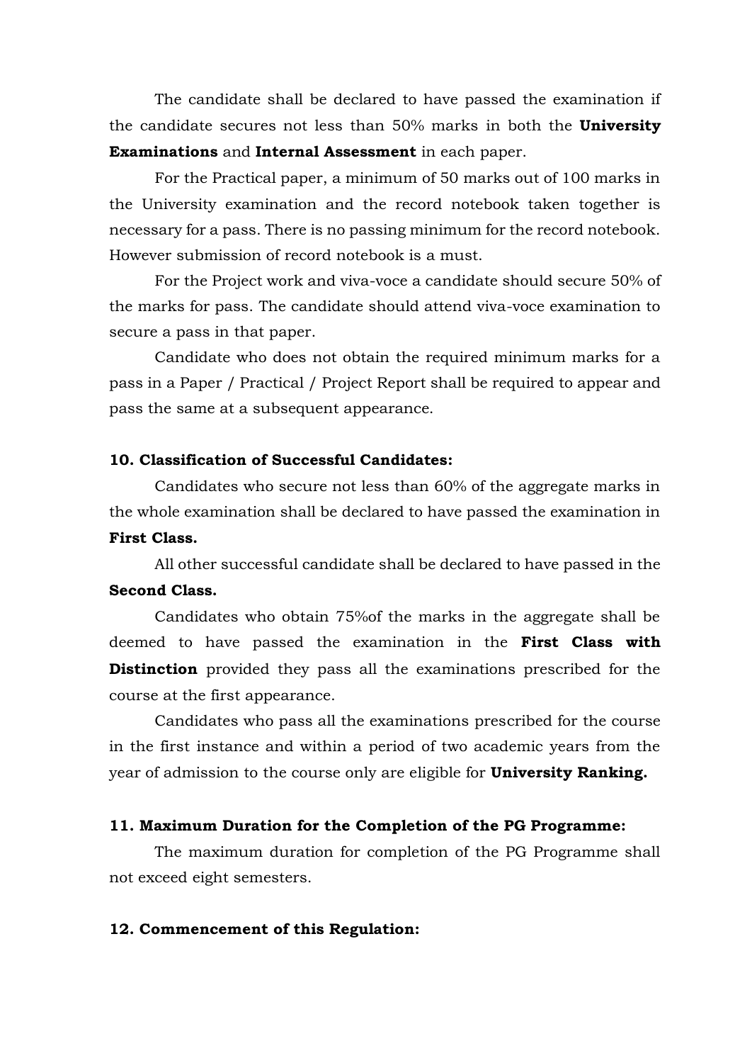The candidate shall be declared to have passed the examination if the candidate secures not less than 50% marks in both the **University Examinations** and **Internal Assessment** in each paper.

For the Practical paper, a minimum of 50 marks out of 100 marks in the University examination and the record notebook taken together is necessary for a pass. There is no passing minimum for the record notebook. However submission of record notebook is a must.

For the Project work and viva-voce a candidate should secure 50% of the marks for pass. The candidate should attend viva-voce examination to secure a pass in that paper.

Candidate who does not obtain the required minimum marks for a pass in a Paper / Practical / Project Report shall be required to appear and pass the same at a subsequent appearance.

## 10. Classification of Successful Candidates:

Candidates who secure not less than 60% of the aggregate marks in the whole examination shall be declared to have passed the examination in **First Class.**

All other successful candidate shall be declared to have passed in the **Second Class.**

Candidates who obtain 75%of the marks in the aggregate shall be deemed to have passed the examination in the **First Class with Distinction** provided they pass all the examinations prescribed for the course at the first appearance.

Candidates who pass all the examinations prescribed for the course in the first instance and within a period of two academic years from the year of admission to the course only are eligible for **University Ranking.**

## 11. Maximum Duration for the Completion of the PG Programme:

The maximum duration for completion of the PG Programme shall not exceed eight semesters.

## 12. Commencement of this Regulation: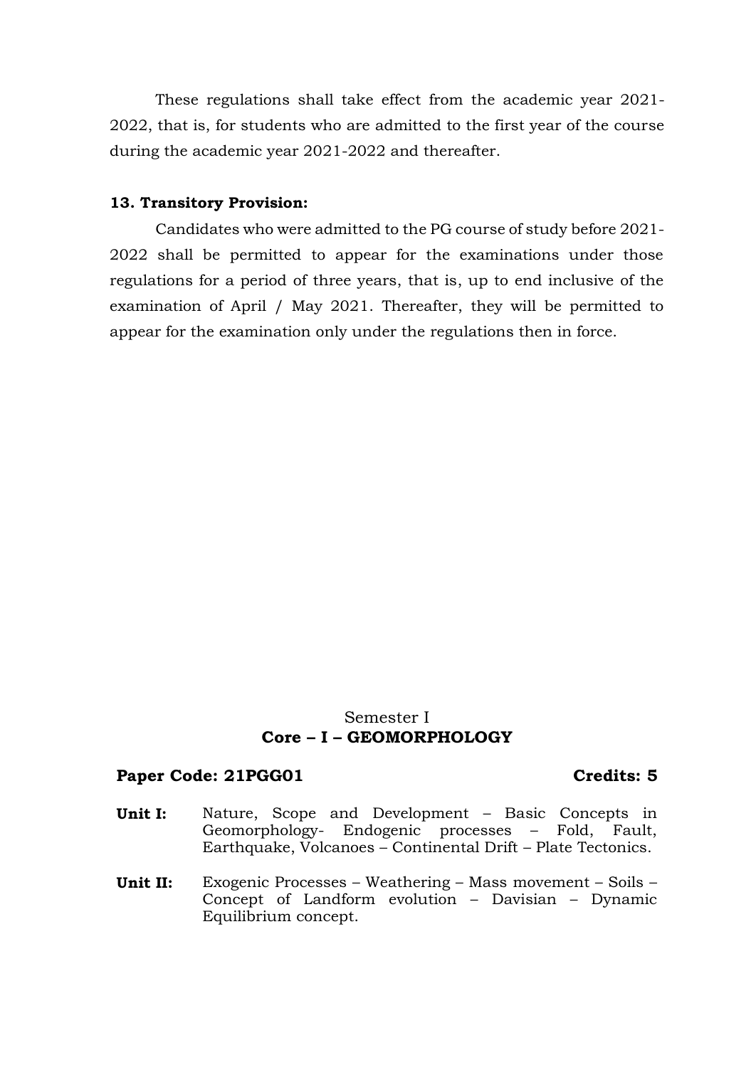These regulations shall take effect from the academic year 2021-2022, that is, for students who are admitted to the first year of the course during the academic year 2021-2022 and thereafter.

**13. Transitory Provision:**

Candidates who were admitted to the PG course of study before 2021-2022 shall be permitted to appear for the examinations under those regulations for a period of three years, that is, up to end inclusive of the examination of April / May 2021. Thereafter, they will be permitted to appear for the examination only under the regulations then in force.

Semester I

**Core – I – GEOMORPHOLOGY**

**Paper Code: 21PGG01** **Credits: 5**

**Unit I:** Nature, Scope and Development – Basic Concepts in Geomorphology- Endogenic processes – Fold, Fault, Earthquake, Volcanoes – Continental Drift – Plate Tectonics.

**Unit II:** Exogenic Processes – Weathering – Mass movement – Soils – Concept of Landform evolution – Davisian – Dynamic Equilibrium concept.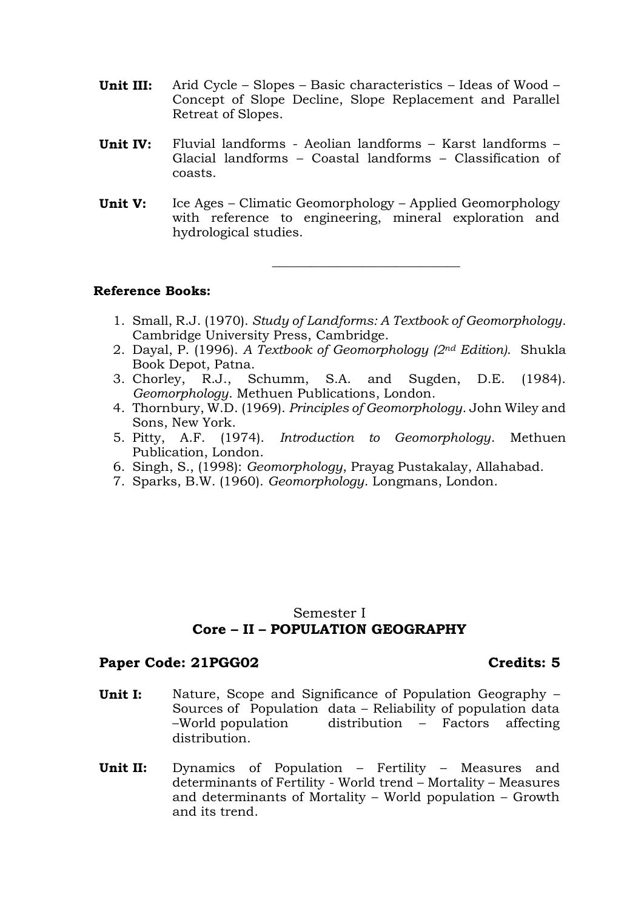**Unit III:** Arid Cycle – Slopes – Basic characteristics – Ideas of Wood – Concept of Slope Decline, Slope Replacement and Parallel Retreat of Slopes.

**Unit IV:** Fluvial landforms - Aeolian landforms – Karst landforms – Glacial landforms – Coastal landforms – Classification of coasts.

**Unit V:** Ice Ages – Climatic Geomorphology – Applied Geomorphology with reference to engineering, mineral exploration and hydrological studies.

---

**Reference Books:**

1. Small, R.J. (1970). *Study of Landforms: A Textbook of Geomorphology*. Cambridge University Press, Cambridge.
2. Dayal, P. (1996). *A Textbook of Geomorphology (2nd Edition).* Shukla Book Depot, Patna.
3. Chorley, R.J., Schumm, S.A. and Sugden, D.E. (1984). *Geomorphology*. Methuen Publications, London.
4. Thornbury, W.D. (1969). *Principles of Geomorphology*. John Wiley and Sons, New York.
5. Pitty, A.F. (1974). *Introduction to Geomorphology*. Methuen Publication, London.
6. Singh, S., (1998): *Geomorphology*, Prayag Pustakalay, Allahabad.
7. Sparks, B.W. (1960). *Geomorphology*. Longmans, London.

Semester I

## Core – II – POPULATION GEOGRAPHY

**Paper Code: 21PGG02** **Credits: 5**

**Unit I:** Nature, Scope and Significance of Population Geography – Sources of Population data – Reliability of population data –World population distribution – Factors affecting distribution.

**Unit II:** Dynamics of Population – Fertility – Measures and determinants of Fertility - World trend – Mortality – Measures and determinants of Mortality – World population – Growth and its trend.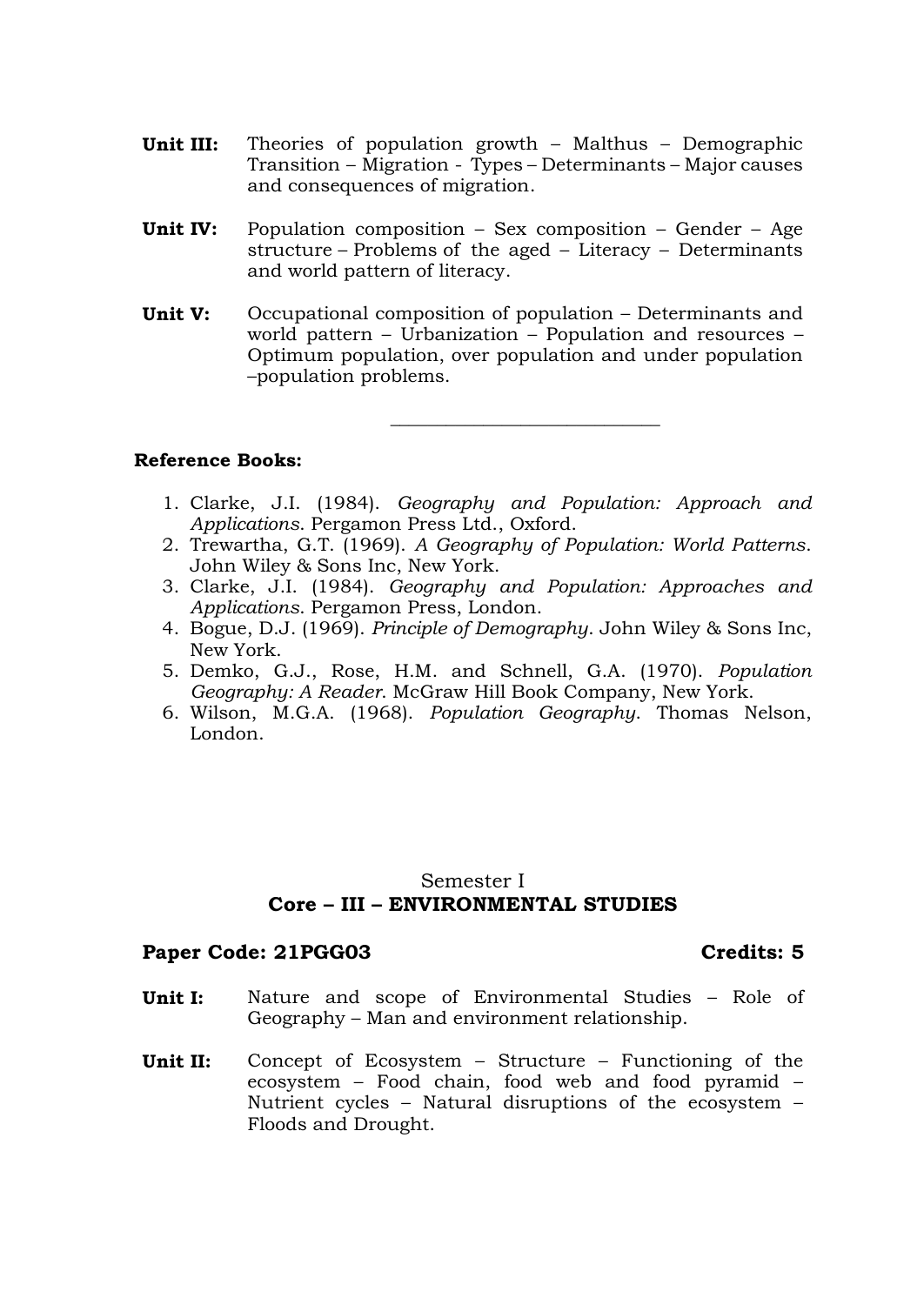**Unit III:** Theories of population growth – Malthus – Demographic Transition – Migration - Types – Determinants – Major causes and consequences of migration.

**Unit IV:** Population composition – Sex composition – Gender – Age structure – Problems of the aged – Literacy – Determinants and world pattern of literacy.

**Unit V:** Occupational composition of population – Determinants and world pattern – Urbanization – Population and resources – Optimum population, over population and under population –population problems.

---

**Reference Books:**

1. Clarke, J.I. (1984). *Geography and Population: Approach and Applications*. Pergamon Press Ltd., Oxford.
2. Trewartha, G.T. (1969). *A Geography of Population: World Patterns*. John Wiley & Sons Inc, New York.
3. Clarke, J.I. (1984). *Geography and Population: Approaches and Applications*. Pergamon Press, London.
4. Bogue, D.J. (1969). *Principle of Demography*. John Wiley & Sons Inc, New York.
5. Demko, G.J., Rose, H.M. and Schnell, G.A. (1970). *Population Geography: A Reader*. McGraw Hill Book Company, New York.
6. Wilson, M.G.A. (1968). *Population Geography*. Thomas Nelson, London.

Semester I

## Core – III – ENVIRONMENTAL STUDIES

**Paper Code: 21PGG03** **Credits: 5**

**Unit I:** Nature and scope of Environmental Studies – Role of Geography – Man and environment relationship.

**Unit II:** Concept of Ecosystem – Structure – Functioning of the ecosystem – Food chain, food web and food pyramid – Nutrient cycles – Natural disruptions of the ecosystem – Floods and Drought.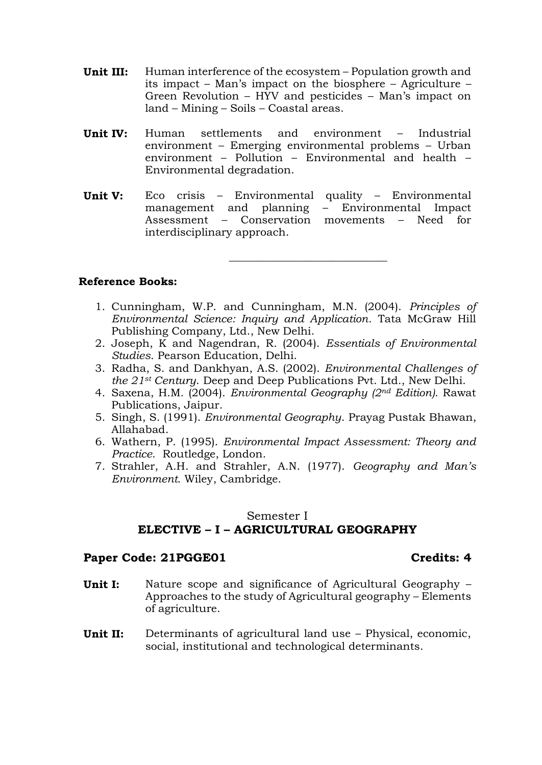**Unit III:** Human interference of the ecosystem – Population growth and its impact – Man's impact on the biosphere – Agriculture – Green Revolution – HYV and pesticides – Man's impact on land – Mining – Soils – Coastal areas.

**Unit IV:** Human settlements and environment – Industrial environment – Emerging environmental problems – Urban environment – Pollution – Environmental and health – Environmental degradation.

**Unit V:** Eco crisis – Environmental quality – Environmental management and planning – Environmental Impact Assessment – Conservation movements – Need for interdisciplinary approach.

---

**Reference Books:**

1. Cunningham, W.P. and Cunningham, M.N. (2004). *Principles of Environmental Science: Inquiry and Application*. Tata McGraw Hill Publishing Company, Ltd., New Delhi.
2. Joseph, K and Nagendran, R. (2004). *Essentials of Environmental Studies*. Pearson Education, Delhi.
3. Radha, S. and Dankhyan, A.S. (2002). *Environmental Challenges of the 21st Century*. Deep and Deep Publications Pvt. Ltd., New Delhi.
4. Saxena, H.M. (2004). *Environmental Geography (2nd Edition)*. Rawat Publications, Jaipur.
5. Singh, S. (1991). *Environmental Geography*. Prayag Pustak Bhawan, Allahabad.
6. Wathern, P. (1995). *Environmental Impact Assessment: Theory and Practice*. Routledge, London.
7. Strahler, A.H. and Strahler, A.N. (1977). *Geography and Man's Environment*. Wiley, Cambridge.

Semester I

## ELECTIVE – I – AGRICULTURAL GEOGRAPHY

**Paper Code: 21PGGE01** **Credits: 4**

**Unit I:** Nature scope and significance of Agricultural Geography – Approaches to the study of Agricultural geography – Elements of agriculture.

**Unit II:** Determinants of agricultural land use – Physical, economic, social, institutional and technological determinants.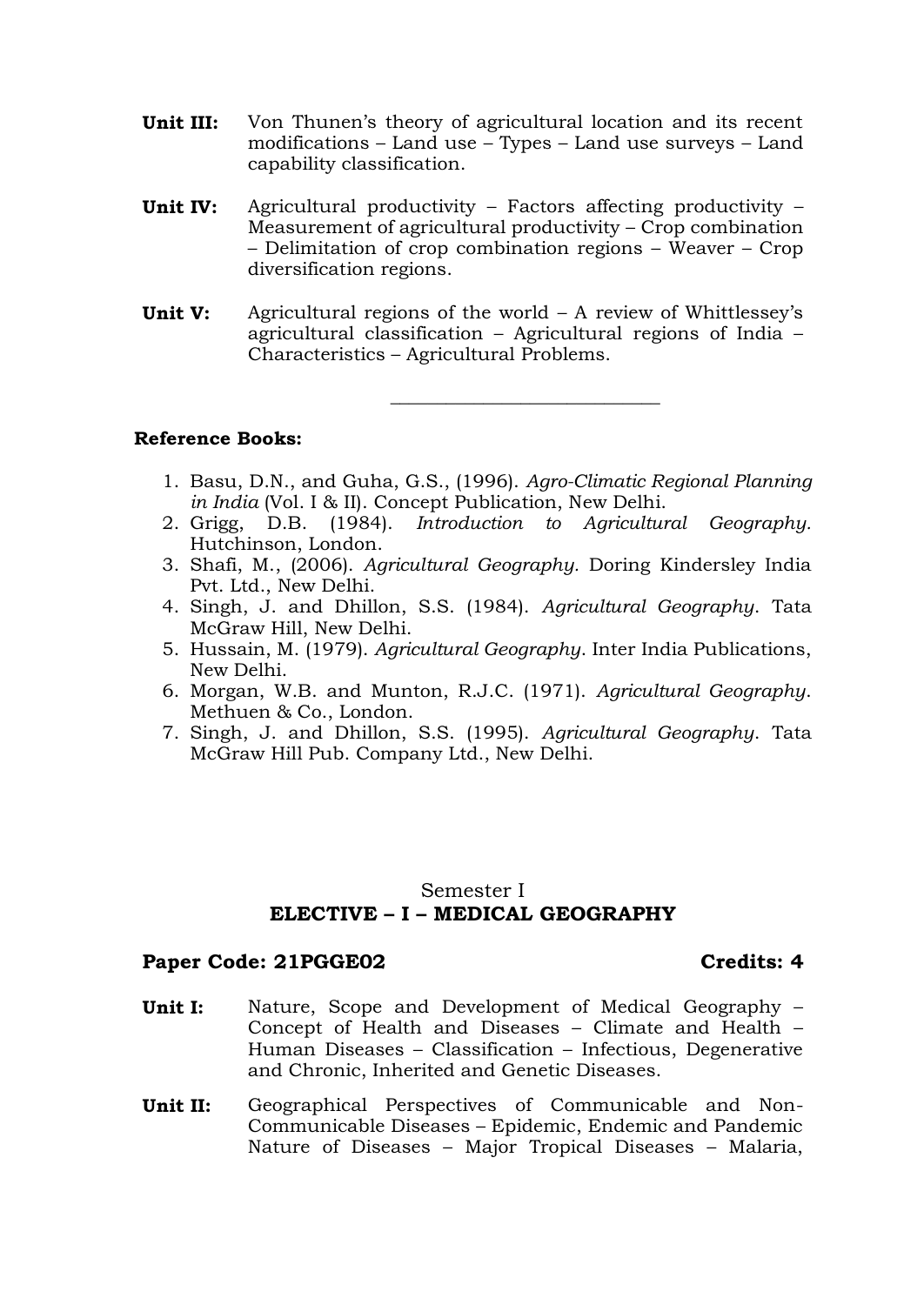**Unit III:** Von Thunen's theory of agricultural location and its recent modifications – Land use – Types – Land use surveys – Land capability classification.

**Unit IV:** Agricultural productivity – Factors affecting productivity – Measurement of agricultural productivity – Crop combination – Delimitation of crop combination regions – Weaver – Crop diversification regions.

**Unit V:** Agricultural regions of the world – A review of Whittlessey's agricultural classification – Agricultural regions of India – Characteristics – Agricultural Problems.

---

**Reference Books:**

1. Basu, D.N., and Guha, G.S., (1996). *Agro-Climatic Regional Planning in India* (Vol. I & II). Concept Publication, New Delhi.
2. Grigg, D.B. (1984). *Introduction to Agricultural Geography.* Hutchinson, London.
3. Shafi, M., (2006). *Agricultural Geography.* Doring Kindersley India Pvt. Ltd., New Delhi.
4. Singh, J. and Dhillon, S.S. (1984). *Agricultural Geography*. Tata McGraw Hill, New Delhi.
5. Hussain, M. (1979). *Agricultural Geography*. Inter India Publications, New Delhi.
6. Morgan, W.B. and Munton, R.J.C. (1971). *Agricultural Geography*. Methuen & Co., London.
7. Singh, J. and Dhillon, S.S. (1995). *Agricultural Geography*. Tata McGraw Hill Pub. Company Ltd., New Delhi.

Semester I

## ELECTIVE – I – MEDICAL GEOGRAPHY

**Paper Code: 21PGGE02** **Credits: 4**

**Unit I:** Nature, Scope and Development of Medical Geography – Concept of Health and Diseases – Climate and Health – Human Diseases – Classification – Infectious, Degenerative and Chronic, Inherited and Genetic Diseases.

**Unit II:** Geographical Perspectives of Communicable and Non-Communicable Diseases – Epidemic, Endemic and Pandemic Nature of Diseases – Major Tropical Diseases – Malaria,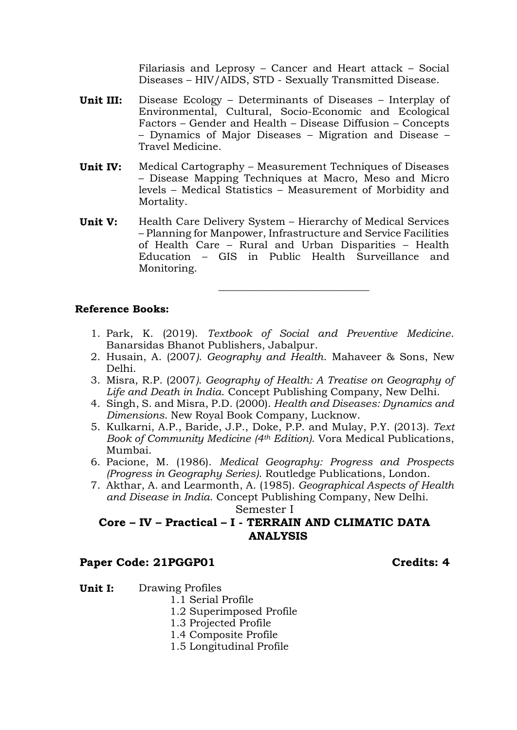Filariasis and Leprosy – Cancer and Heart attack – Social Diseases – HIV/AIDS, STD - Sexually Transmitted Disease.

**Unit III:** Disease Ecology – Determinants of Diseases – Interplay of Environmental, Cultural, Socio-Economic and Ecological Factors – Gender and Health – Disease Diffusion – Concepts – Dynamics of Major Diseases – Migration and Disease – Travel Medicine.

**Unit IV:** Medical Cartography – Measurement Techniques of Diseases – Disease Mapping Techniques at Macro, Meso and Micro levels – Medical Statistics – Measurement of Morbidity and Mortality.

**Unit V:** Health Care Delivery System – Hierarchy of Medical Services – Planning for Manpower, Infrastructure and Service Facilities of Health Care – Rural and Urban Disparities – Health Education – GIS in Public Health Surveillance and Monitoring.

---

**Reference Books:**

1. Park, K. (2019). *Textbook of Social and Preventive Medicine*. Banarsidas Bhanot Publishers, Jabalpur.
2. Husain, A. (2007). *Geography and Health*. Mahaveer & Sons, New Delhi.
3. Misra, R.P. (2007). *Geography of Health: A Treatise on Geography of Life and Death in India*. Concept Publishing Company, New Delhi.
4. Singh, S. and Misra, P.D. (2000). *Health and Diseases: Dynamics and Dimensions*. New Royal Book Company, Lucknow.
5. Kulkarni, A.P., Baride, J.P., Doke, P.P. and Mulay, P.Y. (2013). *Text Book of Community Medicine (4th Edition)*. Vora Medical Publications, Mumbai.
6. Pacione, M. (1986). *Medical Geography: Progress and Prospects (Progress in Geography Series)*. Routledge Publications, London.
7. Akthar, A. and Learmonth, A. (1985). *Geographical Aspects of Health and Disease in India*. Concept Publishing Company, New Delhi.

Semester I

## Core – IV – Practical – I - TERRAIN AND CLIMATIC DATA ANALYSIS

**Paper Code: 21PGGP01** **Credits: 4**

**Unit I:** Drawing Profiles

- 1.1 Serial Profile
- 1.2 Superimposed Profile
- 1.3 Projected Profile
- 1.4 Composite Profile
- 1.5 Longitudinal Profile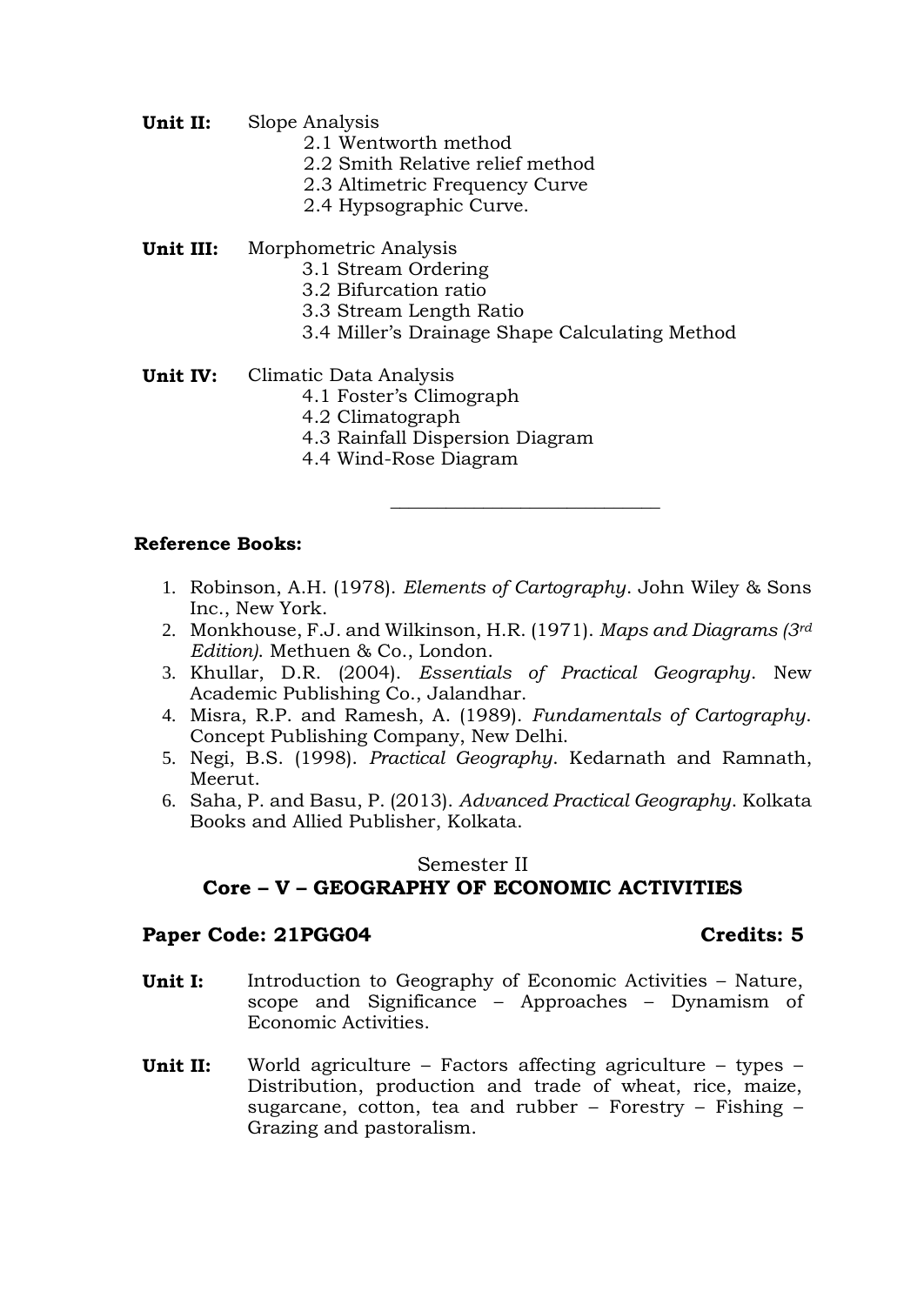**Unit II:** Slope Analysis

- 2.1 Wentworth method
- 2.2 Smith Relative relief method
- 2.3 Altimetric Frequency Curve
- 2.4 Hypsographic Curve.

**Unit III:** Morphometric Analysis

- 3.1 Stream Ordering
- 3.2 Bifurcation ratio
- 3.3 Stream Length Ratio
- 3.4 Miller's Drainage Shape Calculating Method

**Unit IV:** Climatic Data Analysis

- 4.1 Foster's Climograph
- 4.2 Climatograph
- 4.3 Rainfall Dispersion Diagram
- 4.4 Wind-Rose Diagram

---

**Reference Books:**

1. Robinson, A.H. (1978). *Elements of Cartography*. John Wiley & Sons Inc., New York.
2. Monkhouse, F.J. and Wilkinson, H.R. (1971). *Maps and Diagrams (3rd Edition)*. Methuen & Co., London.
3. Khullar, D.R. (2004). *Essentials of Practical Geography*. New Academic Publishing Co., Jalandhar.
4. Misra, R.P. and Ramesh, A. (1989). *Fundamentals of Cartography*. Concept Publishing Company, New Delhi.
5. Negi, B.S. (1998). *Practical Geography*. Kedarnath and Ramnath, Meerut.
6. Saha, P. and Basu, P. (2013). *Advanced Practical Geography*. Kolkata Books and Allied Publisher, Kolkata.

## Semester II

## Core – V – GEOGRAPHY OF ECONOMIC ACTIVITIES

**Paper Code: 21PGG04** **Credits: 5**

**Unit I:** Introduction to Geography of Economic Activities – Nature, scope and Significance – Approaches – Dynamism of Economic Activities.

**Unit II:** World agriculture – Factors affecting agriculture – types – Distribution, production and trade of wheat, rice, maize, sugarcane, cotton, tea and rubber – Forestry – Fishing – Grazing and pastoralism.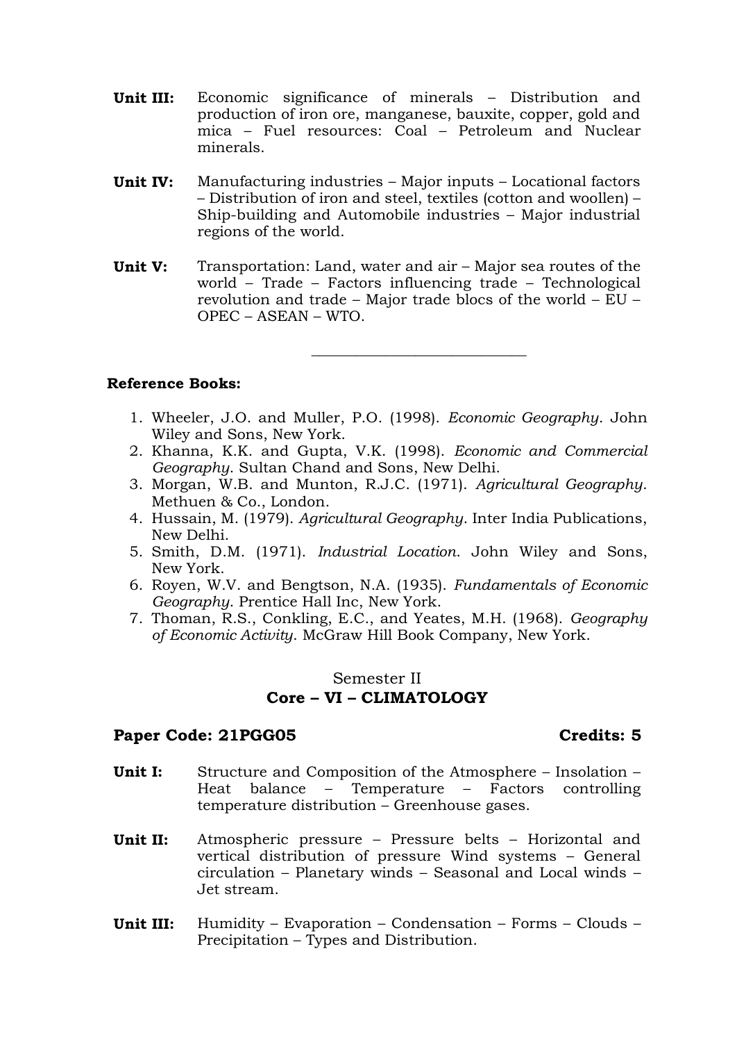**Unit III:** Economic significance of minerals – Distribution and production of iron ore, manganese, bauxite, copper, gold and mica – Fuel resources: Coal – Petroleum and Nuclear minerals.

**Unit IV:** Manufacturing industries – Major inputs – Locational factors – Distribution of iron and steel, textiles (cotton and woollen) – Ship-building and Automobile industries – Major industrial regions of the world.

**Unit V:** Transportation: Land, water and air – Major sea routes of the world – Trade – Factors influencing trade – Technological revolution and trade – Major trade blocs of the world – EU – OPEC – ASEAN – WTO.

---

**Reference Books:**

1. Wheeler, J.O. and Muller, P.O. (1998). *Economic Geography*. John Wiley and Sons, New York.
2. Khanna, K.K. and Gupta, V.K. (1998). *Economic and Commercial Geography*. Sultan Chand and Sons, New Delhi.
3. Morgan, W.B. and Munton, R.J.C. (1971). *Agricultural Geography*. Methuen & Co., London.
4. Hussain, M. (1979). *Agricultural Geography*. Inter India Publications, New Delhi.
5. Smith, D.M. (1971). *Industrial Location*. John Wiley and Sons, New York.
6. Royen, W.V. and Bengtson, N.A. (1935). *Fundamentals of Economic Geography*. Prentice Hall Inc, New York.
7. Thoman, R.S., Conkling, E.C., and Yeates, M.H. (1968). *Geography of Economic Activity*. McGraw Hill Book Company, New York.

Semester II

## Core – VI – CLIMATOLOGY

**Paper Code: 21PGG05** **Credits: 5**

**Unit I:** Structure and Composition of the Atmosphere – Insolation – Heat balance – Temperature – Factors controlling temperature distribution – Greenhouse gases.

**Unit II:** Atmospheric pressure – Pressure belts – Horizontal and vertical distribution of pressure Wind systems – General circulation – Planetary winds – Seasonal and Local winds – Jet stream.

**Unit III:** Humidity – Evaporation – Condensation – Forms – Clouds – Precipitation – Types and Distribution.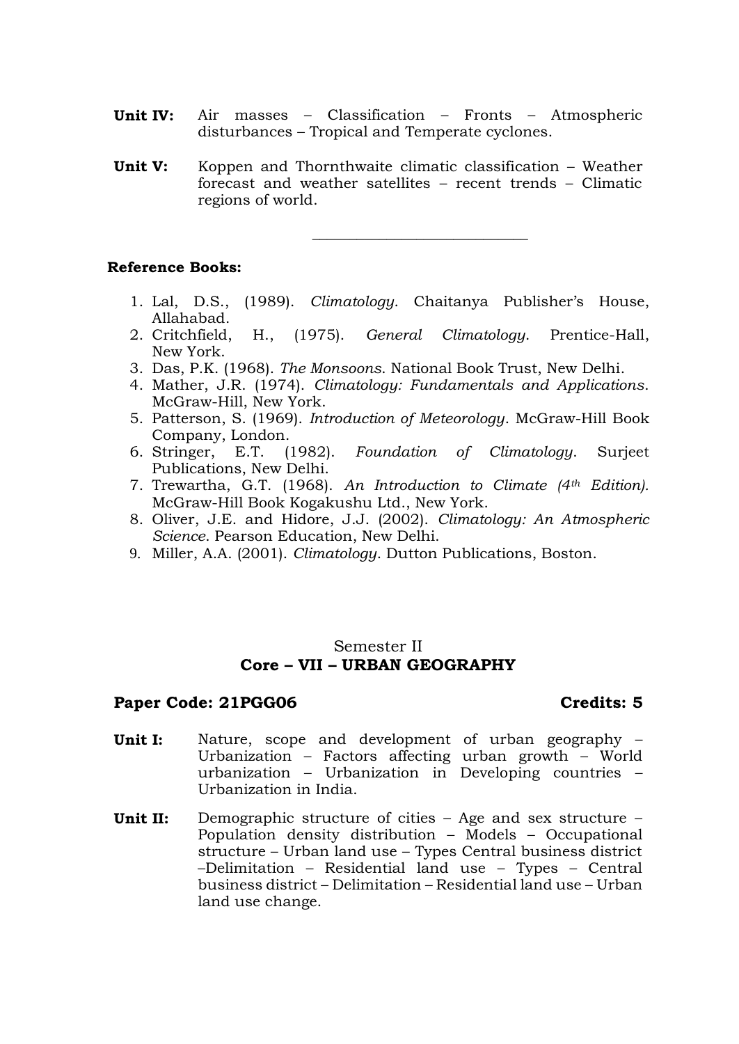**Unit IV:** Air masses – Classification – Fronts – Atmospheric disturbances – Tropical and Temperate cyclones.

**Unit V:** Koppen and Thornthwaite climatic classification – Weather forecast and weather satellites – recent trends – Climatic regions of world.

---

**Reference Books:**

1. Lal, D.S., (1989). *Climatology*. Chaitanya Publisher's House, Allahabad.
2. Critchfield, H., (1975). *General Climatology*. Prentice-Hall, New York.
3. Das, P.K. (1968). *The Monsoons*. National Book Trust, New Delhi.
4. Mather, J.R. (1974). *Climatology: Fundamentals and Applications*. McGraw-Hill, New York.
5. Patterson, S. (1969). *Introduction of Meteorology*. McGraw-Hill Book Company, London.
6. Stringer, E.T. (1982). *Foundation of Climatology*. Surjeet Publications, New Delhi.
7. Trewartha, G.T. (1968). *An Introduction to Climate (4th Edition).* McGraw-Hill Book Kogakushu Ltd., New York.
8. Oliver, J.E. and Hidore, J.J. (2002). *Climatology: An Atmospheric Science*. Pearson Education, New Delhi.
9. Miller, A.A. (2001). *Climatology*. Dutton Publications, Boston.

Semester II

## Core – VII – URBAN GEOGRAPHY

**Paper Code: 21PGG06** **Credits: 5**

**Unit I:** Nature, scope and development of urban geography – Urbanization – Factors affecting urban growth – World urbanization – Urbanization in Developing countries – Urbanization in India.

**Unit II:** Demographic structure of cities – Age and sex structure – Population density distribution – Models – Occupational structure – Urban land use – Types Central business district –Delimitation – Residential land use – Types – Central business district – Delimitation – Residential land use – Urban land use change.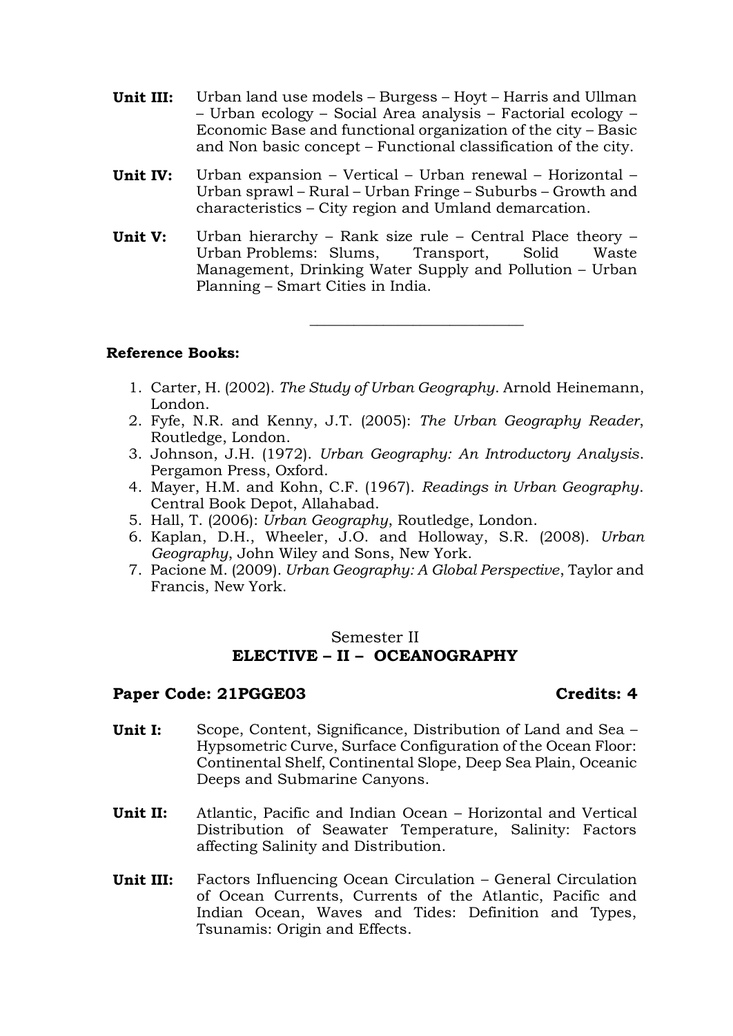**Unit III:** Urban land use models – Burgess – Hoyt – Harris and Ullman – Urban ecology – Social Area analysis – Factorial ecology – Economic Base and functional organization of the city – Basic and Non basic concept – Functional classification of the city.

**Unit IV:** Urban expansion – Vertical – Urban renewal – Horizontal – Urban sprawl – Rural – Urban Fringe – Suburbs – Growth and characteristics – City region and Umland demarcation.

**Unit V:** Urban hierarchy – Rank size rule – Central Place theory – Urban Problems: Slums, Transport, Solid Waste Management, Drinking Water Supply and Pollution – Urban Planning – Smart Cities in India.

---

**Reference Books:**

1. Carter, H. (2002). *The Study of Urban Geography*. Arnold Heinemann, London.
2. Fyfe, N.R. and Kenny, J.T. (2005): *The Urban Geography Reader*, Routledge, London.
3. Johnson, J.H. (1972). *Urban Geography: An Introductory Analysis*. Pergamon Press, Oxford.
4. Mayer, H.M. and Kohn, C.F. (1967). *Readings in Urban Geography*. Central Book Depot, Allahabad.
5. Hall, T. (2006): *Urban Geography*, Routledge, London.
6. Kaplan, D.H., Wheeler, J.O. and Holloway, S.R. (2008). *Urban Geography*, John Wiley and Sons, New York.
7. Pacione M. (2009). *Urban Geography: A Global Perspective*, Taylor and Francis, New York.

## Semester II
## ELECTIVE – II – OCEANOGRAPHY

**Paper Code: 21PGGE03** **Credits: 4**

**Unit I:** Scope, Content, Significance, Distribution of Land and Sea – Hypsometric Curve, Surface Configuration of the Ocean Floor: Continental Shelf, Continental Slope, Deep Sea Plain, Oceanic Deeps and Submarine Canyons.

**Unit II:** Atlantic, Pacific and Indian Ocean – Horizontal and Vertical Distribution of Seawater Temperature, Salinity: Factors affecting Salinity and Distribution.

**Unit III:** Factors Influencing Ocean Circulation – General Circulation of Ocean Currents, Currents of the Atlantic, Pacific and Indian Ocean, Waves and Tides: Definition and Types, Tsunamis: Origin and Effects.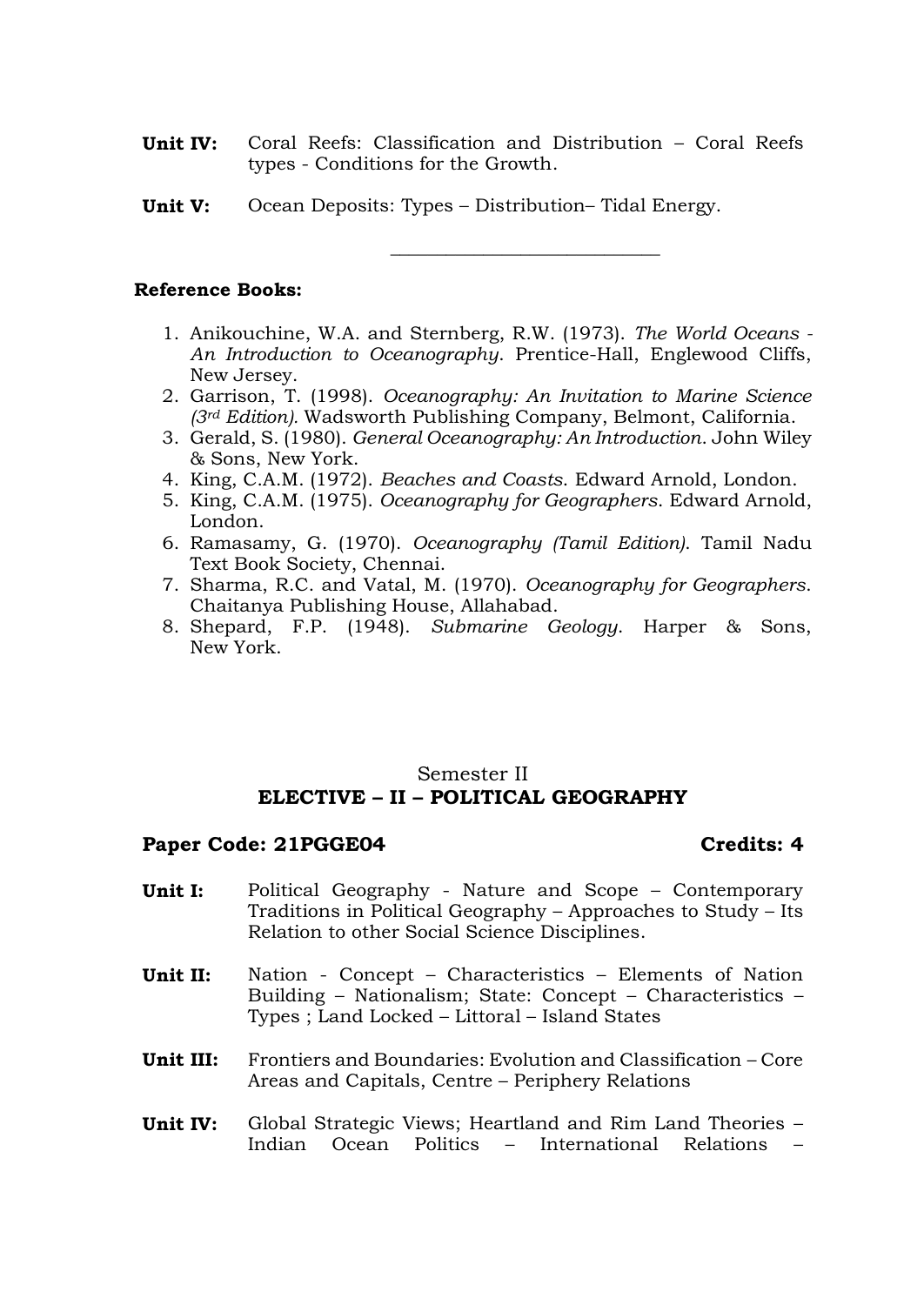**Unit IV:** Coral Reefs: Classification and Distribution – Coral Reefs types - Conditions for the Growth.

**Unit V:** Ocean Deposits: Types – Distribution– Tidal Energy.

---

**Reference Books:**

1. Anikouchine, W.A. and Sternberg, R.W. (1973). *The World Oceans - An Introduction to Oceanography*. Prentice-Hall, Englewood Cliffs, New Jersey.
2. Garrison, T. (1998). *Oceanography: An Invitation to Marine Science (3rd Edition).* Wadsworth Publishing Company, Belmont, California.
3. Gerald, S. (1980). *General Oceanography: An Introduction*. John Wiley & Sons, New York.
4. King, C.A.M. (1972). *Beaches and Coasts*. Edward Arnold, London.
5. King, C.A.M. (1975). *Oceanography for Geographers*. Edward Arnold, London.
6. Ramasamy, G. (1970). *Oceanography (Tamil Edition)*. Tamil Nadu Text Book Society, Chennai.
7. Sharma, R.C. and Vatal, M. (1970). *Oceanography for Geographers*. Chaitanya Publishing House, Allahabad.
8. Shepard, F.P. (1948). *Submarine Geology*. Harper & Sons, New York.

Semester II

## ELECTIVE – II – POLITICAL GEOGRAPHY

**Paper Code: 21PGGE04** **Credits: 4**

**Unit I:** Political Geography - Nature and Scope – Contemporary Traditions in Political Geography – Approaches to Study – Its Relation to other Social Science Disciplines.

**Unit II:** Nation - Concept – Characteristics – Elements of Nation Building – Nationalism; State: Concept – Characteristics – Types ; Land Locked – Littoral – Island States

**Unit III:** Frontiers and Boundaries: Evolution and Classification – Core Areas and Capitals, Centre – Periphery Relations

**Unit IV:** Global Strategic Views; Heartland and Rim Land Theories – Indian Ocean Politics – International Relations –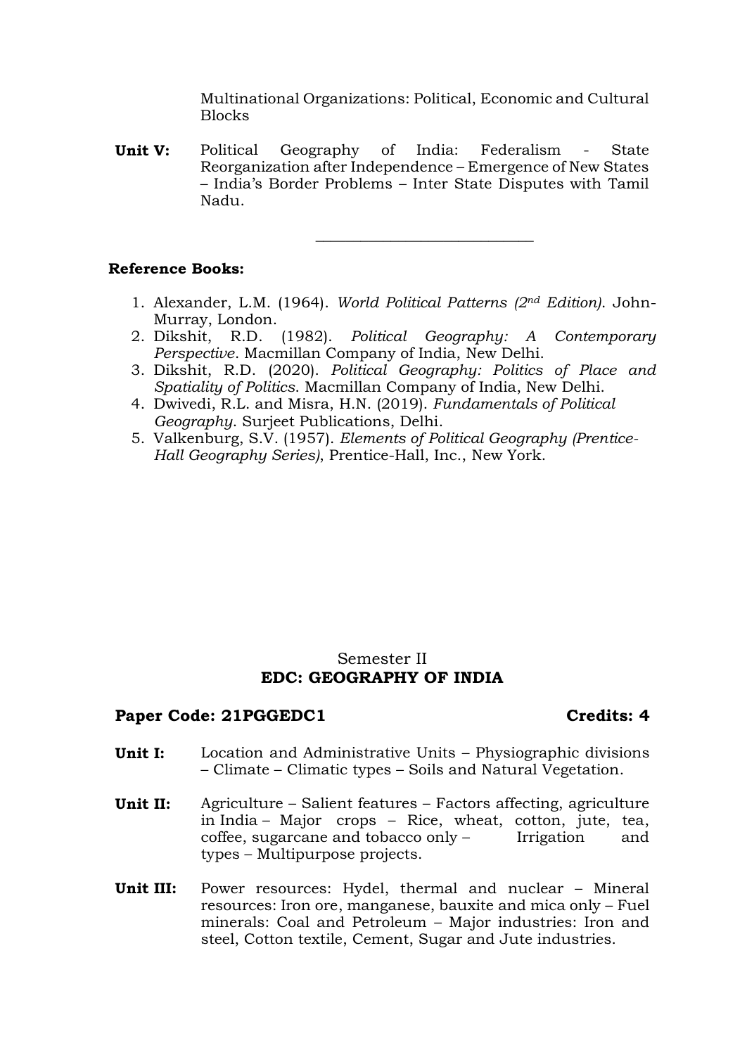Multinational Organizations: Political, Economic and Cultural Blocks

**Unit V:** Political Geography of India: Federalism - State Reorganization after Independence – Emergence of New States – India's Border Problems – Inter State Disputes with Tamil Nadu.

---

**Reference Books:**

1. Alexander, L.M. (1964). *World Political Patterns (2nd Edition)*. John-Murray, London.
2. Dikshit, R.D. (1982). *Political Geography: A Contemporary Perspective*. Macmillan Company of India, New Delhi.
3. Dikshit, R.D. (2020). *Political Geography: Politics of Place and Spatiality of Politics*. Macmillan Company of India, New Delhi.
4. Dwivedi, R.L. and Misra, H.N. (2019). *Fundamentals of Political Geography*. Surjeet Publications, Delhi.
5. Valkenburg, S.V. (1957). *Elements of Political Geography (Prentice-Hall Geography Series)*, Prentice-Hall, Inc., New York.

Semester II

## EDC: GEOGRAPHY OF INDIA

**Paper Code: 21PGGEDC1** **Credits: 4**

**Unit I:** Location and Administrative Units – Physiographic divisions – Climate – Climatic types – Soils and Natural Vegetation.

**Unit II:** Agriculture – Salient features – Factors affecting, agriculture in India – Major crops – Rice, wheat, cotton, jute, tea, coffee, sugarcane and tobacco only – Irrigation and types – Multipurpose projects.

**Unit III:** Power resources: Hydel, thermal and nuclear – Mineral resources: Iron ore, manganese, bauxite and mica only – Fuel minerals: Coal and Petroleum – Major industries: Iron and steel, Cotton textile, Cement, Sugar and Jute industries.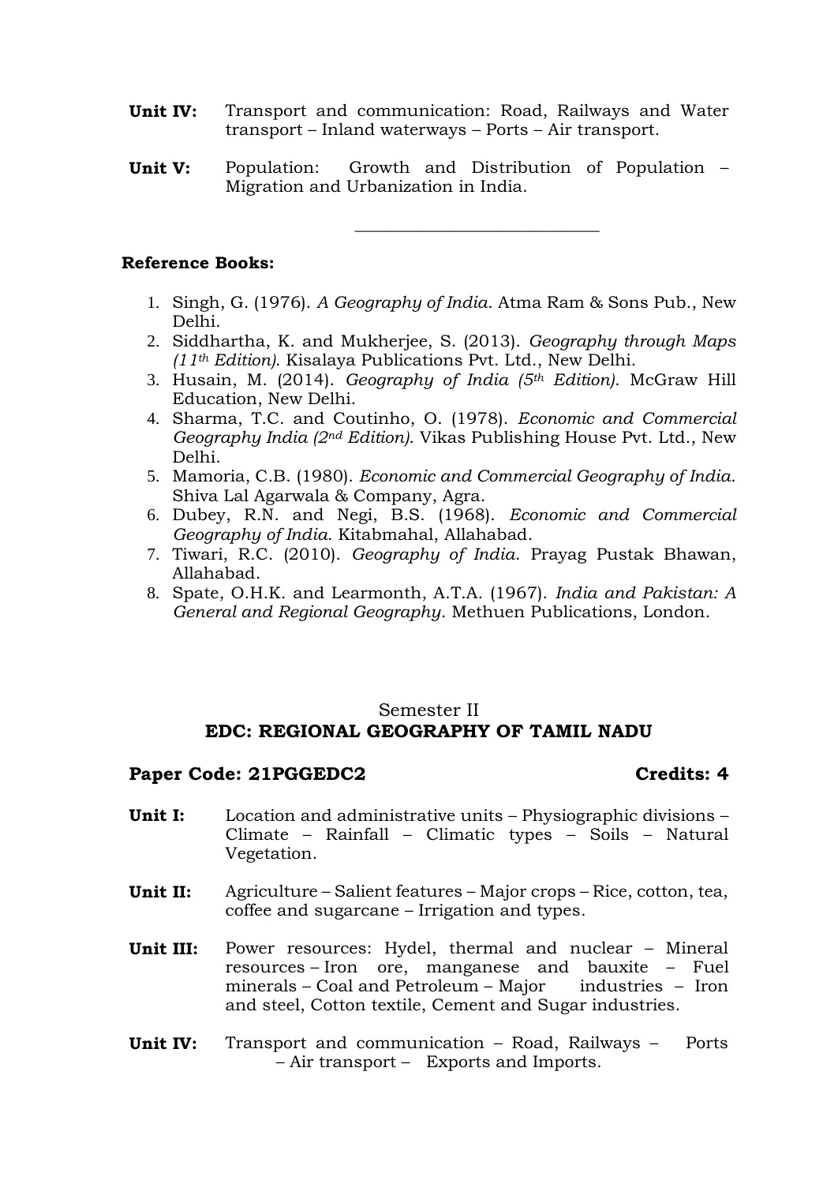**Unit IV:** Transport and communication: Road, Railways and Water transport – Inland waterways – Ports – Air transport.

**Unit V:** Population: Growth and Distribution of Population – Migration and Urbanization in India.

---

**Reference Books:**

1. Singh, G. (1976). *A Geography of India*. Atma Ram & Sons Pub., New Delhi.
2. Siddhartha, K. and Mukherjee, S. (2013). *Geography through Maps (11th Edition)*. Kisalaya Publications Pvt. Ltd., New Delhi.
3. Husain, M. (2014). *Geography of India (5th Edition)*. McGraw Hill Education, New Delhi.
4. Sharma, T.C. and Coutinho, O. (1978). *Economic and Commercial Geography India (2nd Edition)*. Vikas Publishing House Pvt. Ltd., New Delhi.
5. Mamoria, C.B. (1980). *Economic and Commercial Geography of India*. Shiva Lal Agarwala & Company, Agra.
6. Dubey, R.N. and Negi, B.S. (1968). *Economic and Commercial Geography of India*. Kitabmahal, Allahabad.
7. Tiwari, R.C. (2010). *Geography of India*. Prayag Pustak Bhawan, Allahabad.
8. Spate, O.H.K. and Learmonth, A.T.A. (1967). *India and Pakistan: A General and Regional Geography*. Methuen Publications, London.

Semester II

## EDC: REGIONAL GEOGRAPHY OF TAMIL NADU

**Paper Code: 21PGGEDC2** **Credits: 4**

**Unit I:** Location and administrative units – Physiographic divisions – Climate – Rainfall – Climatic types – Soils – Natural Vegetation.

**Unit II:** Agriculture – Salient features – Major crops – Rice, cotton, tea, coffee and sugarcane – Irrigation and types.

**Unit III:** Power resources: Hydel, thermal and nuclear – Mineral resources – Iron ore, manganese and bauxite – Fuel minerals – Coal and Petroleum – Major industries – Iron and steel, Cotton textile, Cement and Sugar industries.

**Unit IV:** Transport and communication – Road, Railways – Ports – Air transport – Exports and Imports.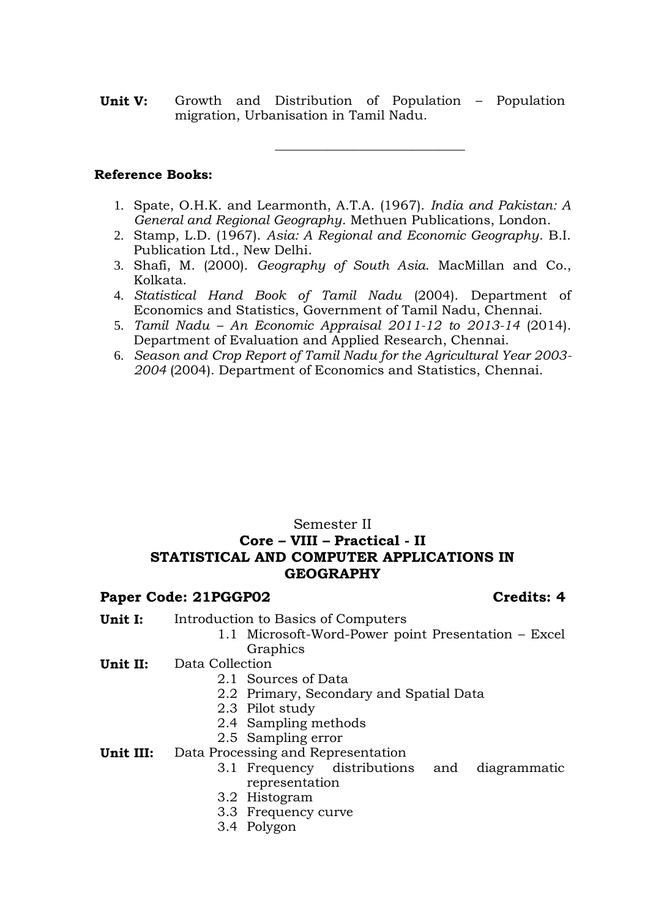**Unit V:** Growth and Distribution of Population – Population migration, Urbanisation in Tamil Nadu.

---

**Reference Books:**

1. Spate, O.H.K. and Learmonth, A.T.A. (1967). *India and Pakistan: A General and Regional Geography*. Methuen Publications, London.
2. Stamp, L.D. (1967). *Asia: A Regional and Economic Geography*. B.I. Publication Ltd., New Delhi.
3. Shafi, M. (2000). *Geography of South Asia*. MacMillan and Co., Kolkata.
4. *Statistical Hand Book of Tamil Nadu* (2004). Department of Economics and Statistics, Government of Tamil Nadu, Chennai.
5. *Tamil Nadu – An Economic Appraisal 2011-12 to 2013-14* (2014). Department of Evaluation and Applied Research, Chennai.
6. *Season and Crop Report of Tamil Nadu for the Agricultural Year 2003-2004* (2004). Department of Economics and Statistics, Chennai.

Semester II

## Core – VIII – Practical - II
## STATISTICAL AND COMPUTER APPLICATIONS IN GEOGRAPHY

**Paper Code: 21PGGP02** **Credits: 4**

**Unit I:** Introduction to Basics of Computers
- 1.1 Microsoft-Word-Power point Presentation – Excel Graphics

**Unit II:** Data Collection
- 2.1 Sources of Data
- 2.2 Primary, Secondary and Spatial Data
- 2.3 Pilot study
- 2.4 Sampling methods
- 2.5 Sampling error

**Unit III:** Data Processing and Representation
- 3.1 Frequency distributions and diagrammatic representation
- 3.2 Histogram
- 3.3 Frequency curve
- 3.4 Polygon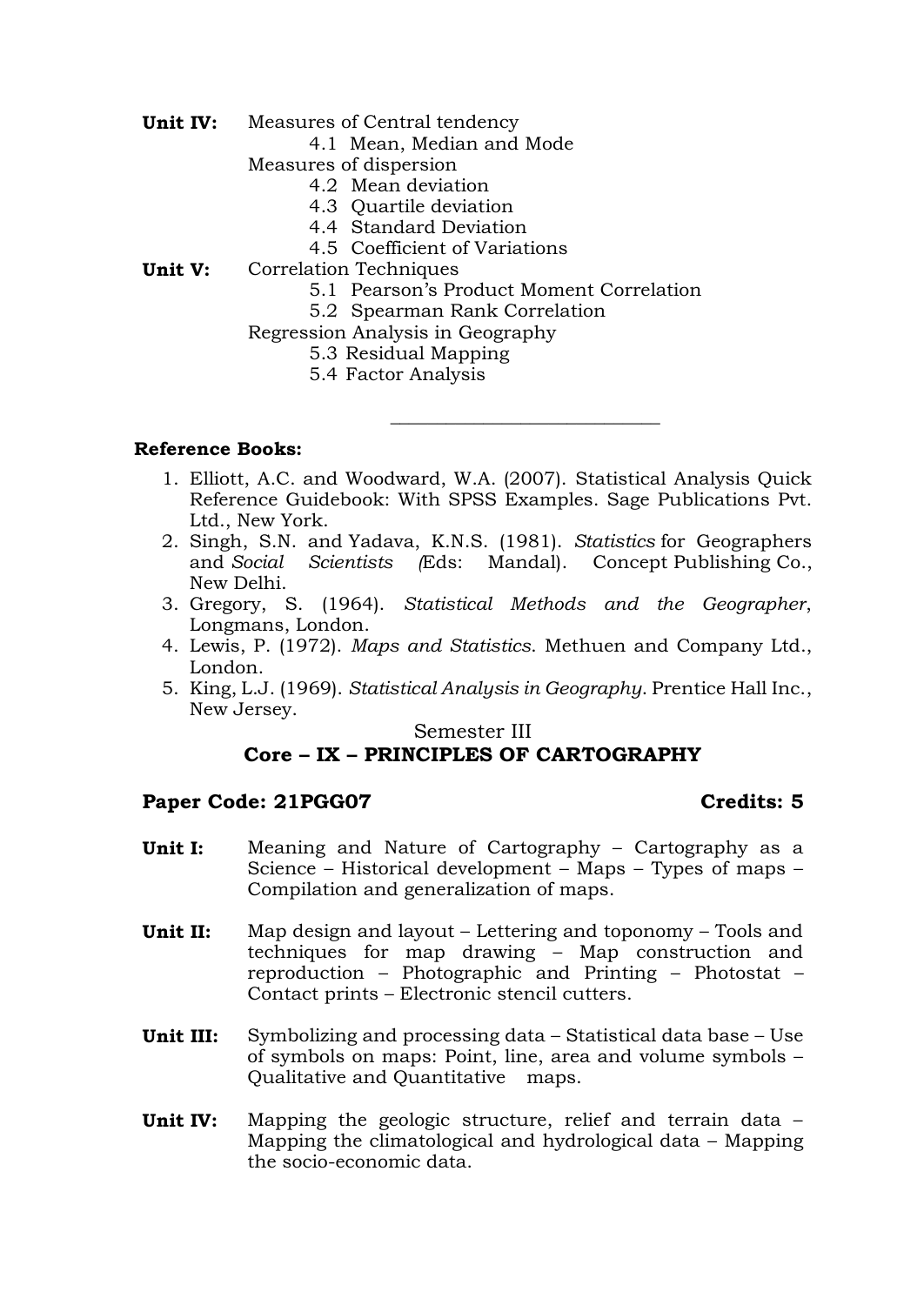**Unit IV:** Measures of Central tendency

- 4.1 Mean, Median and Mode

Measures of dispersion

- 4.2 Mean deviation
- 4.3 Quartile deviation
- 4.4 Standard Deviation
- 4.5 Coefficient of Variations

**Unit V:** Correlation Techniques

- 5.1 Pearson's Product Moment Correlation
- 5.2 Spearman Rank Correlation

Regression Analysis in Geography

- 5.3 Residual Mapping
- 5.4 Factor Analysis

---

**Reference Books:**

1. Elliott, A.C. and Woodward, W.A. (2007). Statistical Analysis Quick Reference Guidebook: With SPSS Examples. Sage Publications Pvt. Ltd., New York.
2. Singh, S.N. and Yadava, K.N.S. (1981). *Statistics* for Geographers and *Social Scientists (*Eds: Mandal). Concept Publishing Co., New Delhi.
3. Gregory, S. (1964). *Statistical Methods and the Geographer*, Longmans, London.
4. Lewis, P. (1972). *Maps and Statistics*. Methuen and Company Ltd., London.
5. King, L.J. (1969). *Statistical Analysis in Geography*. Prentice Hall Inc., New Jersey.

Semester III

## Core – IX – PRINCIPLES OF CARTOGRAPHY

**Paper Code: 21PGG07** **Credits: 5**

**Unit I:** Meaning and Nature of Cartography – Cartography as a Science – Historical development – Maps – Types of maps – Compilation and generalization of maps.

**Unit II:** Map design and layout – Lettering and toponomy – Tools and techniques for map drawing – Map construction and reproduction – Photographic and Printing – Photostat – Contact prints – Electronic stencil cutters.

**Unit III:** Symbolizing and processing data – Statistical data base – Use of symbols on maps: Point, line, area and volume symbols – Qualitative and Quantitative maps.

**Unit IV:** Mapping the geologic structure, relief and terrain data – Mapping the climatological and hydrological data – Mapping the socio-economic data.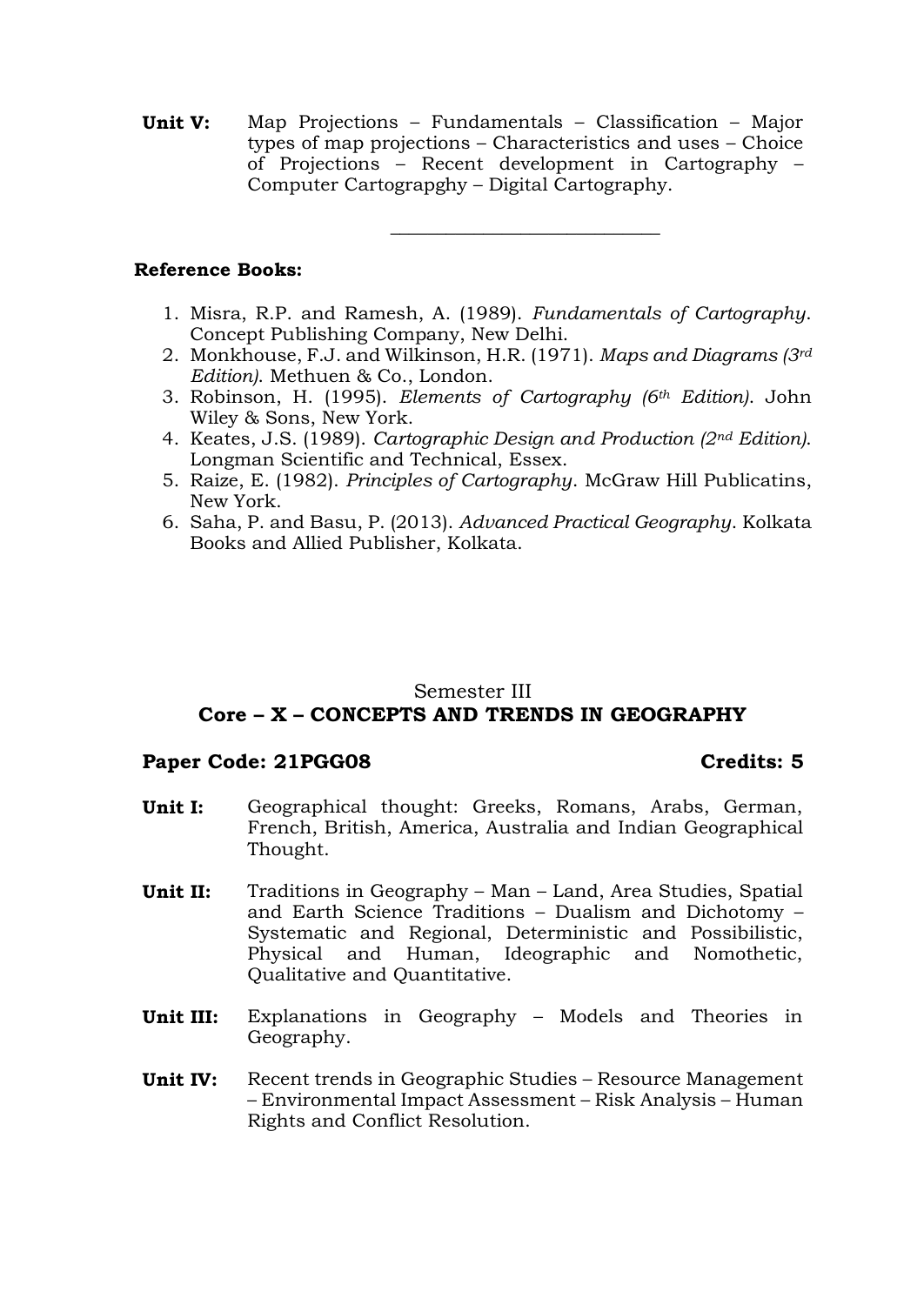**Unit V:** Map Projections – Fundamentals – Classification – Major types of map projections – Characteristics and uses – Choice of Projections – Recent development in Cartography – Computer Cartograpghy – Digital Cartography.

---

**Reference Books:**

1. Misra, R.P. and Ramesh, A. (1989). *Fundamentals of Cartography*. Concept Publishing Company, New Delhi.
2. Monkhouse, F.J. and Wilkinson, H.R. (1971). *Maps and Diagrams (3rd Edition)*. Methuen & Co., London.
3. Robinson, H. (1995). *Elements of Cartography (6th Edition)*. John Wiley & Sons, New York.
4. Keates, J.S. (1989). *Cartographic Design and Production (2nd Edition)*. Longman Scientific and Technical, Essex.
5. Raize, E. (1982). *Principles of Cartography*. McGraw Hill Publicatins, New York.
6. Saha, P. and Basu, P. (2013). *Advanced Practical Geography*. Kolkata Books and Allied Publisher, Kolkata.

Semester III

## Core – X – CONCEPTS AND TRENDS IN GEOGRAPHY

**Paper Code: 21PGG08** **Credits: 5**

**Unit I:** Geographical thought: Greeks, Romans, Arabs, German, French, British, America, Australia and Indian Geographical Thought.

**Unit II:** Traditions in Geography – Man – Land, Area Studies, Spatial and Earth Science Traditions – Dualism and Dichotomy – Systematic and Regional, Deterministic and Possibilistic, Physical and Human, Ideographic and Nomothetic, Qualitative and Quantitative.

**Unit III:** Explanations in Geography – Models and Theories in Geography.

**Unit IV:** Recent trends in Geographic Studies – Resource Management – Environmental Impact Assessment – Risk Analysis – Human Rights and Conflict Resolution.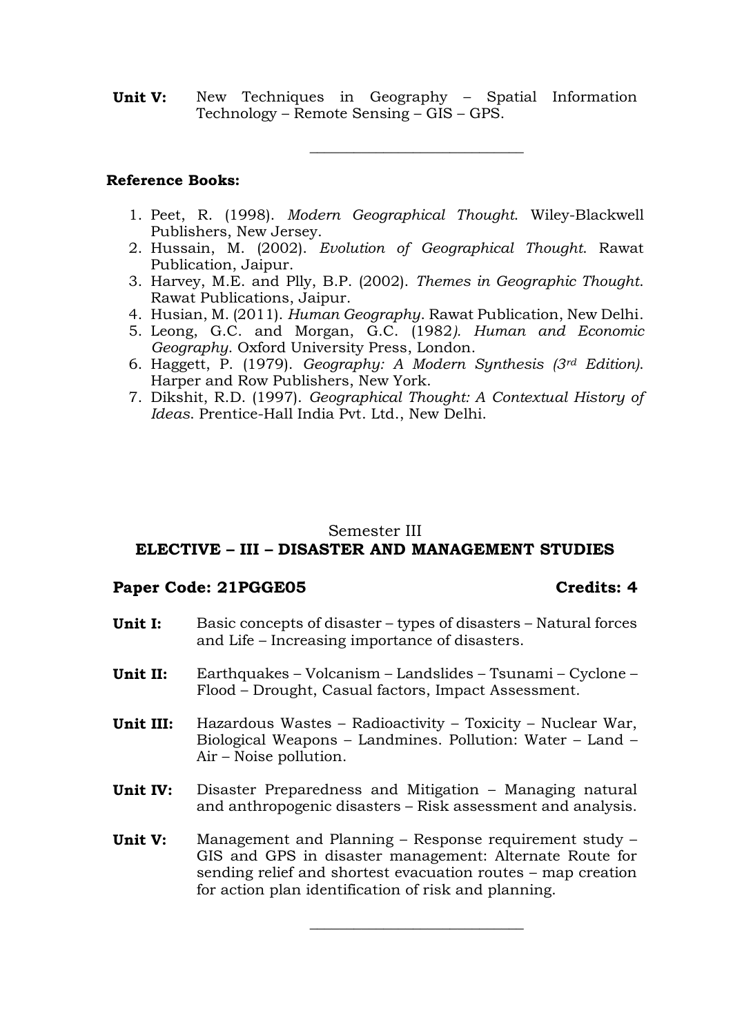**Unit V:** New Techniques in Geography – Spatial Information Technology – Remote Sensing – GIS – GPS.

---

**Reference Books:**

1. Peet, R. (1998). *Modern Geographical Thought*. Wiley-Blackwell Publishers, New Jersey.
2. Hussain, M. (2002). *Evolution of Geographical Thought*. Rawat Publication, Jaipur.
3. Harvey, M.E. and Plly, B.P. (2002). *Themes in Geographic Thought*. Rawat Publications, Jaipur.
4. Husian, M. (2011). *Human Geography*. Rawat Publication, New Delhi.
5. Leong, G.C. and Morgan, G.C. (1982*). Human and Economic Geography*. Oxford University Press, London.
6. Haggett, P. (1979). *Geography: A Modern Synthesis (3rd Edition)*. Harper and Row Publishers, New York.
7. Dikshit, R.D. (1997). *Geographical Thought: A Contextual History of Ideas*. Prentice-Hall India Pvt. Ltd., New Delhi.

Semester III

## ELECTIVE – III – DISASTER AND MANAGEMENT STUDIES

**Paper Code: 21PGGE05** **Credits: 4**

**Unit I:** Basic concepts of disaster – types of disasters – Natural forces and Life – Increasing importance of disasters.

**Unit II:** Earthquakes – Volcanism – Landslides – Tsunami – Cyclone – Flood – Drought, Casual factors, Impact Assessment.

**Unit III:** Hazardous Wastes – Radioactivity – Toxicity – Nuclear War, Biological Weapons – Landmines. Pollution: Water – Land – Air – Noise pollution.

**Unit IV:** Disaster Preparedness and Mitigation – Managing natural and anthropogenic disasters – Risk assessment and analysis.

**Unit V:** Management and Planning – Response requirement study – GIS and GPS in disaster management: Alternate Route for sending relief and shortest evacuation routes – map creation for action plan identification of risk and planning.

---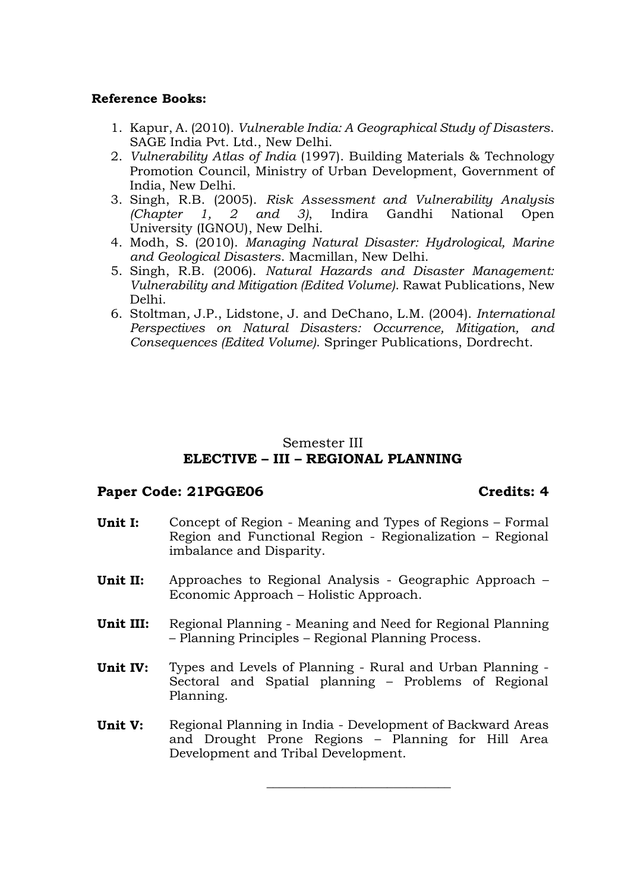**Reference Books:**

1. Kapur, A. (2010). *Vulnerable India: A Geographical Study of Disasters*. SAGE India Pvt. Ltd., New Delhi.
2. *Vulnerability Atlas of India* (1997). Building Materials & Technology Promotion Council, Ministry of Urban Development, Government of India, New Delhi.
3. Singh, R.B. (2005). *Risk Assessment and Vulnerability Analysis (Chapter 1, 2 and 3)*, Indira Gandhi National Open University (IGNOU), New Delhi.
4. Modh, S. (2010). *Managing Natural Disaster: Hydrological, Marine and Geological Disasters*. Macmillan, New Delhi.
5. Singh, R.B. (2006). *Natural Hazards and Disaster Management: Vulnerability and Mitigation (Edited Volume)*. Rawat Publications, New Delhi.
6. Stoltman, J.P., Lidstone, J. and DeChano, L.M. (2004). *International Perspectives on Natural Disasters: Occurrence, Mitigation, and Consequences (Edited Volume)*. Springer Publications, Dordrecht.

Semester III

## ELECTIVE – III – REGIONAL PLANNING

**Paper Code: 21PGGE06** **Credits: 4**

**Unit I:** Concept of Region - Meaning and Types of Regions – Formal Region and Functional Region - Regionalization – Regional imbalance and Disparity.

**Unit II:** Approaches to Regional Analysis - Geographic Approach – Economic Approach – Holistic Approach.

**Unit III:** Regional Planning - Meaning and Need for Regional Planning – Planning Principles – Regional Planning Process.

**Unit IV:** Types and Levels of Planning - Rural and Urban Planning - Sectoral and Spatial planning – Problems of Regional Planning.

**Unit V:** Regional Planning in India - Development of Backward Areas and Drought Prone Regions – Planning for Hill Area Development and Tribal Development.

---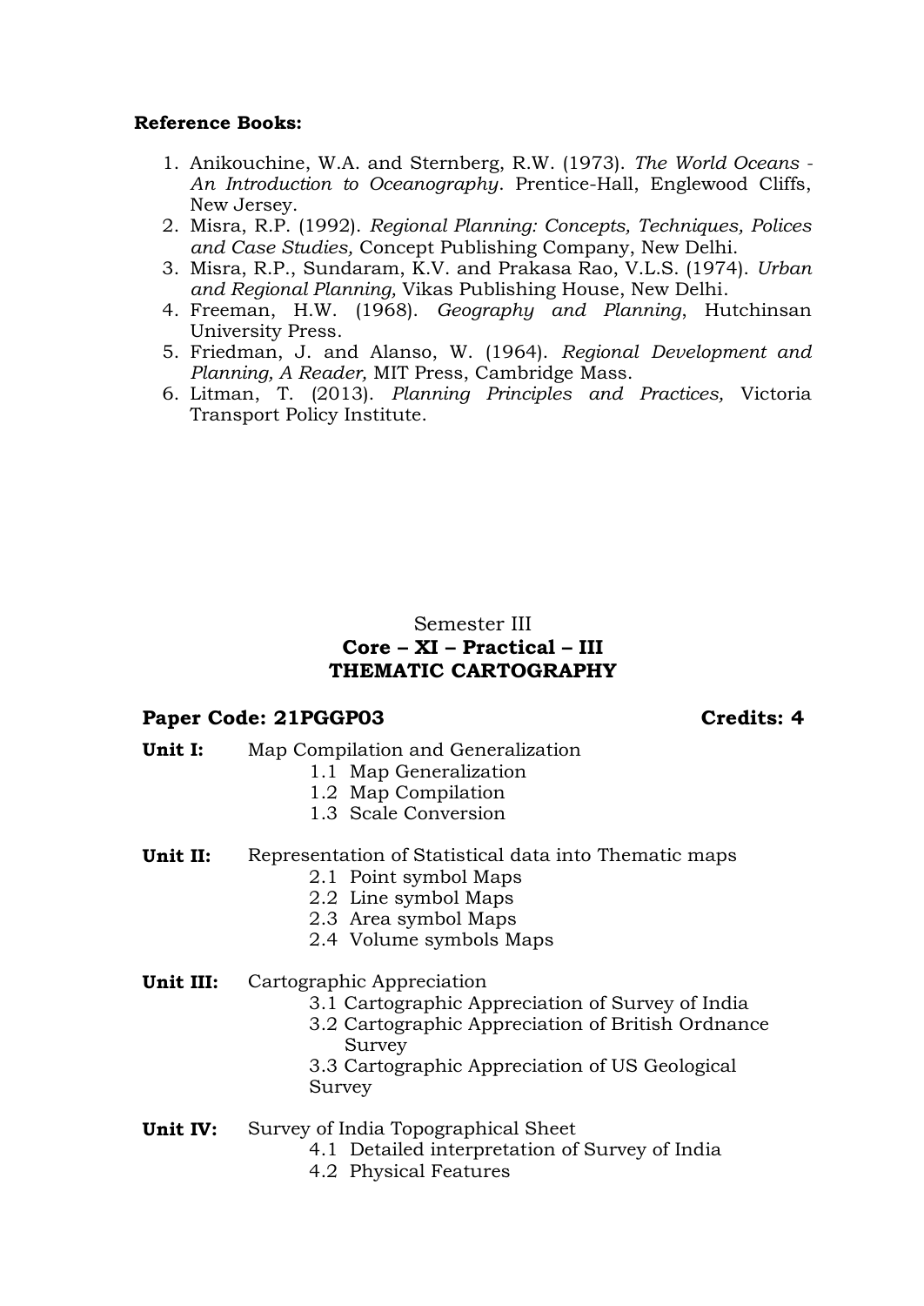**Reference Books:**

1. Anikouchine, W.A. and Sternberg, R.W. (1973). *The World Oceans - An Introduction to Oceanography*. Prentice-Hall, Englewood Cliffs, New Jersey.
2. Misra, R.P. (1992). *Regional Planning: Concepts, Techniques, Polices and Case Studies,* Concept Publishing Company, New Delhi.
3. Misra, R.P., Sundaram, K.V. and Prakasa Rao, V.L.S. (1974). *Urban and Regional Planning,* Vikas Publishing House, New Delhi.
4. Freeman, H.W. (1968). *Geography and Planning*, Hutchinsan University Press.
5. Friedman, J. and Alanso, W. (1964). *Regional Development and Planning, A Reader,* MIT Press, Cambridge Mass.
6. Litman, T. (2013). *Planning Principles and Practices,* Victoria Transport Policy Institute.

Semester III

**Core – XI – Practical – III**

**THEMATIC CARTOGRAPHY**

**Paper Code: 21PGGP03** **Credits: 4**

**Unit I:** Map Compilation and Generalization
- 1.1 Map Generalization
- 1.2 Map Compilation
- 1.3 Scale Conversion

**Unit II:** Representation of Statistical data into Thematic maps
- 2.1 Point symbol Maps
- 2.2 Line symbol Maps
- 2.3 Area symbol Maps
- 2.4 Volume symbols Maps

**Unit III:** Cartographic Appreciation
- 3.1 Cartographic Appreciation of Survey of India
- 3.2 Cartographic Appreciation of British Ordnance Survey
- 3.3 Cartographic Appreciation of US Geological Survey

**Unit IV:** Survey of India Topographical Sheet
- 4.1 Detailed interpretation of Survey of India
- 4.2 Physical Features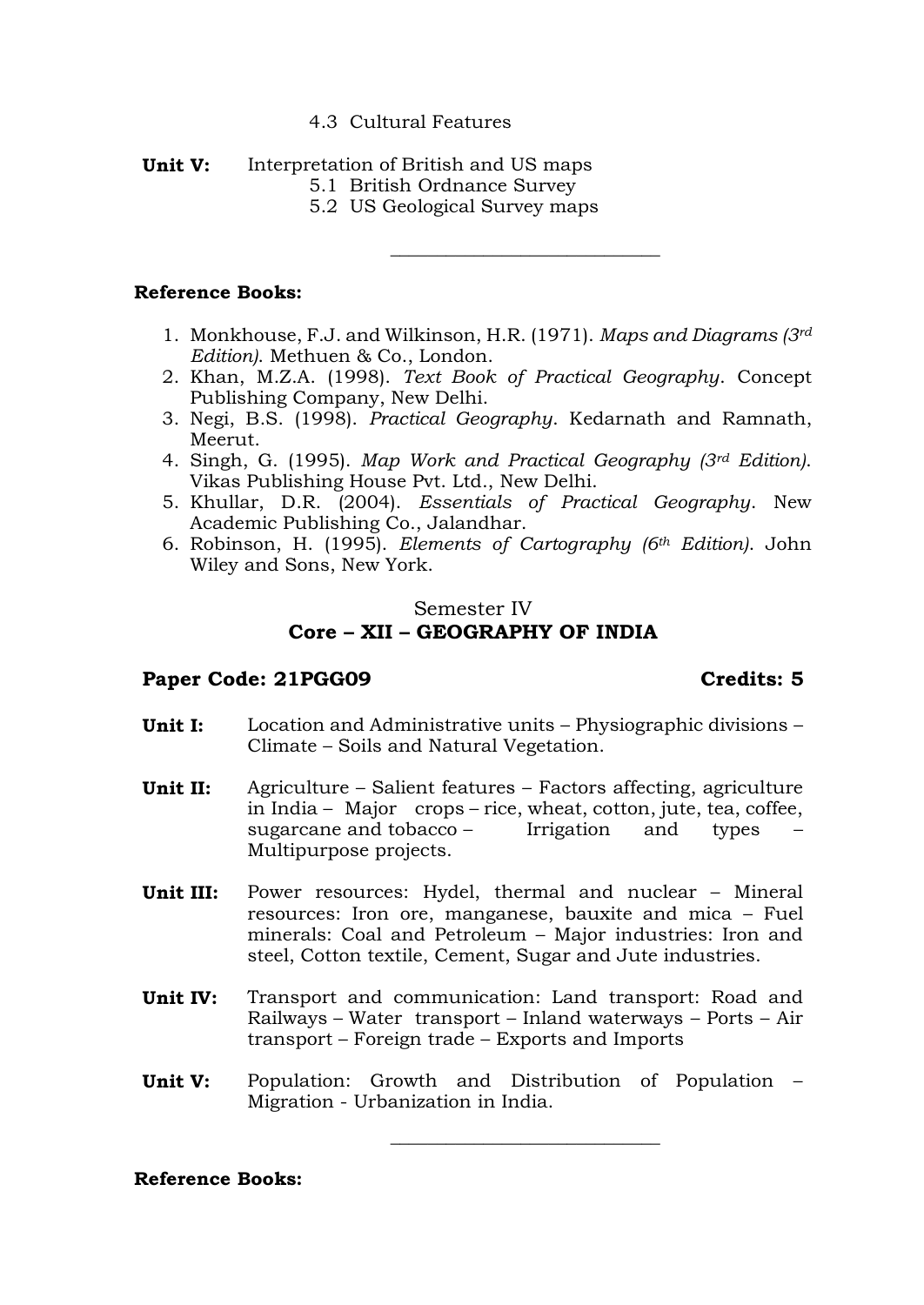4.3 Cultural Features

**Unit V:** Interpretation of British and US maps

- 5.1 British Ordnance Survey
- 5.2 US Geological Survey maps

---

**Reference Books:**

1. Monkhouse, F.J. and Wilkinson, H.R. (1971). *Maps and Diagrams (3rd Edition)*. Methuen & Co., London.
2. Khan, M.Z.A. (1998). *Text Book of Practical Geography*. Concept Publishing Company, New Delhi.
3. Negi, B.S. (1998). *Practical Geography*. Kedarnath and Ramnath, Meerut.
4. Singh, G. (1995). *Map Work and Practical Geography (3rd Edition)*. Vikas Publishing House Pvt. Ltd., New Delhi.
5. Khullar, D.R. (2004). *Essentials of Practical Geography*. New Academic Publishing Co., Jalandhar.
6. Robinson, H. (1995). *Elements of Cartography (6th Edition)*. John Wiley and Sons, New York.

Semester IV

## Core – XII – GEOGRAPHY OF INDIA

**Paper Code: 21PGG09** **Credits: 5**

**Unit I:** Location and Administrative units – Physiographic divisions – Climate – Soils and Natural Vegetation.

**Unit II:** Agriculture – Salient features – Factors affecting, agriculture in India – Major crops – rice, wheat, cotton, jute, tea, coffee, sugarcane and tobacco – Irrigation and types – Multipurpose projects.

**Unit III:** Power resources: Hydel, thermal and nuclear – Mineral resources: Iron ore, manganese, bauxite and mica – Fuel minerals: Coal and Petroleum – Major industries: Iron and steel, Cotton textile, Cement, Sugar and Jute industries.

**Unit IV:** Transport and communication: Land transport: Road and Railways – Water transport – Inland waterways – Ports – Air transport – Foreign trade – Exports and Imports

**Unit V:** Population: Growth and Distribution of Population – Migration - Urbanization in India.

---

**Reference Books:**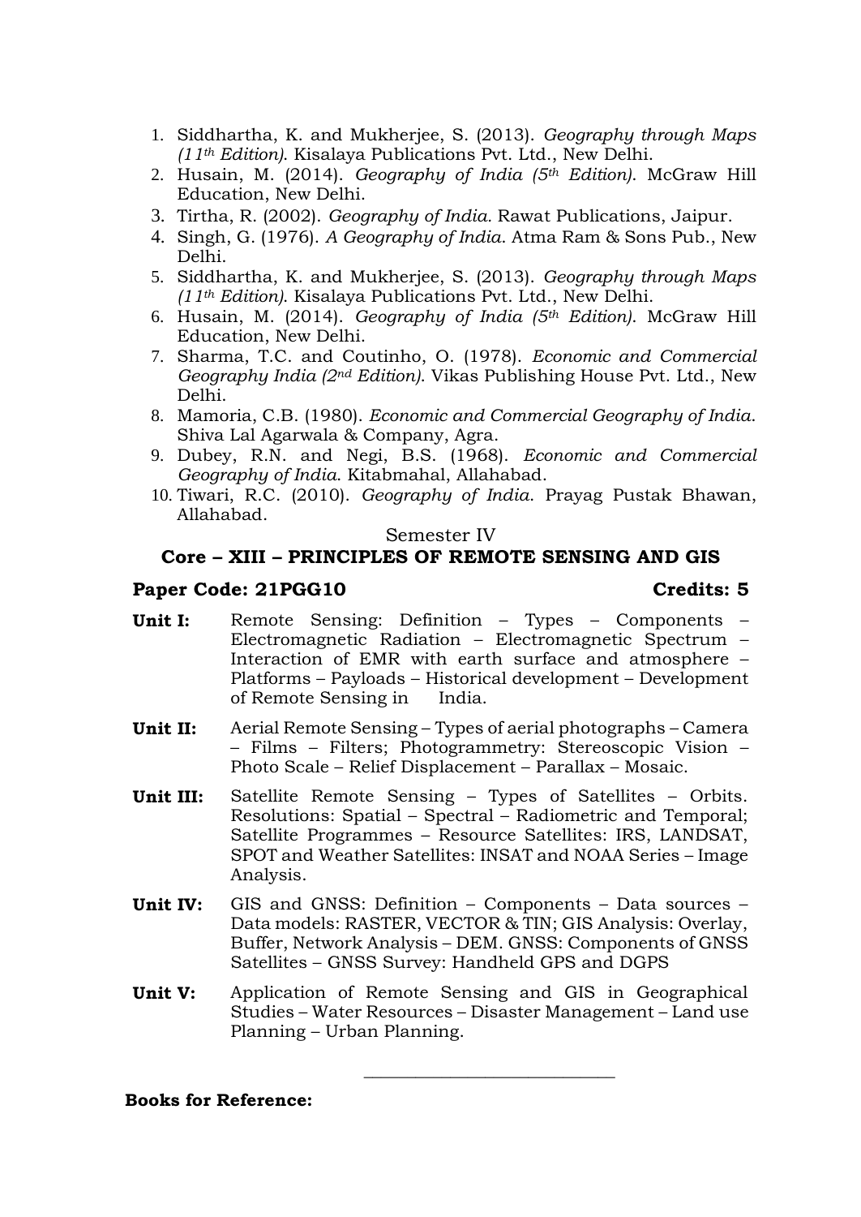1. Siddhartha, K. and Mukherjee, S. (2013). *Geography through Maps (11th Edition)*. Kisalaya Publications Pvt. Ltd., New Delhi.
2. Husain, M. (2014). *Geography of India (5th Edition)*. McGraw Hill Education, New Delhi.
3. Tirtha, R. (2002). *Geography of India*. Rawat Publications, Jaipur.
4. Singh, G. (1976). *A Geography of India*. Atma Ram & Sons Pub., New Delhi.
5. Siddhartha, K. and Mukherjee, S. (2013). *Geography through Maps (11th Edition)*. Kisalaya Publications Pvt. Ltd., New Delhi.
6. Husain, M. (2014). *Geography of India (5th Edition)*. McGraw Hill Education, New Delhi.
7. Sharma, T.C. and Coutinho, O. (1978). *Economic and Commercial Geography India (2nd Edition)*. Vikas Publishing House Pvt. Ltd., New Delhi.
8. Mamoria, C.B. (1980). *Economic and Commercial Geography of India*. Shiva Lal Agarwala & Company, Agra.
9. Dubey, R.N. and Negi, B.S. (1968). *Economic and Commercial Geography of India*. Kitabmahal, Allahabad.
10. Tiwari, R.C. (2010). *Geography of India*. Prayag Pustak Bhawan, Allahabad.

Semester IV

## Core – XIII – PRINCIPLES OF REMOTE SENSING AND GIS

**Paper Code: 21PGG10** **Credits: 5**

**Unit I:** Remote Sensing: Definition – Types – Components – Electromagnetic Radiation – Electromagnetic Spectrum – Interaction of EMR with earth surface and atmosphere – Platforms – Payloads – Historical development – Development of Remote Sensing in India.

**Unit II:** Aerial Remote Sensing – Types of aerial photographs – Camera – Films – Filters; Photogrammetry: Stereoscopic Vision – Photo Scale – Relief Displacement – Parallax – Mosaic.

**Unit III:** Satellite Remote Sensing – Types of Satellites – Orbits. Resolutions: Spatial – Spectral – Radiometric and Temporal; Satellite Programmes – Resource Satellites: IRS, LANDSAT, SPOT and Weather Satellites: INSAT and NOAA Series – Image Analysis.

**Unit IV:** GIS and GNSS: Definition – Components – Data sources – Data models: RASTER, VECTOR & TIN; GIS Analysis: Overlay, Buffer, Network Analysis – DEM. GNSS: Components of GNSS Satellites – GNSS Survey: Handheld GPS and DGPS

**Unit V:** Application of Remote Sensing and GIS in Geographical Studies – Water Resources – Disaster Management – Land use Planning – Urban Planning.

---

**Books for Reference:**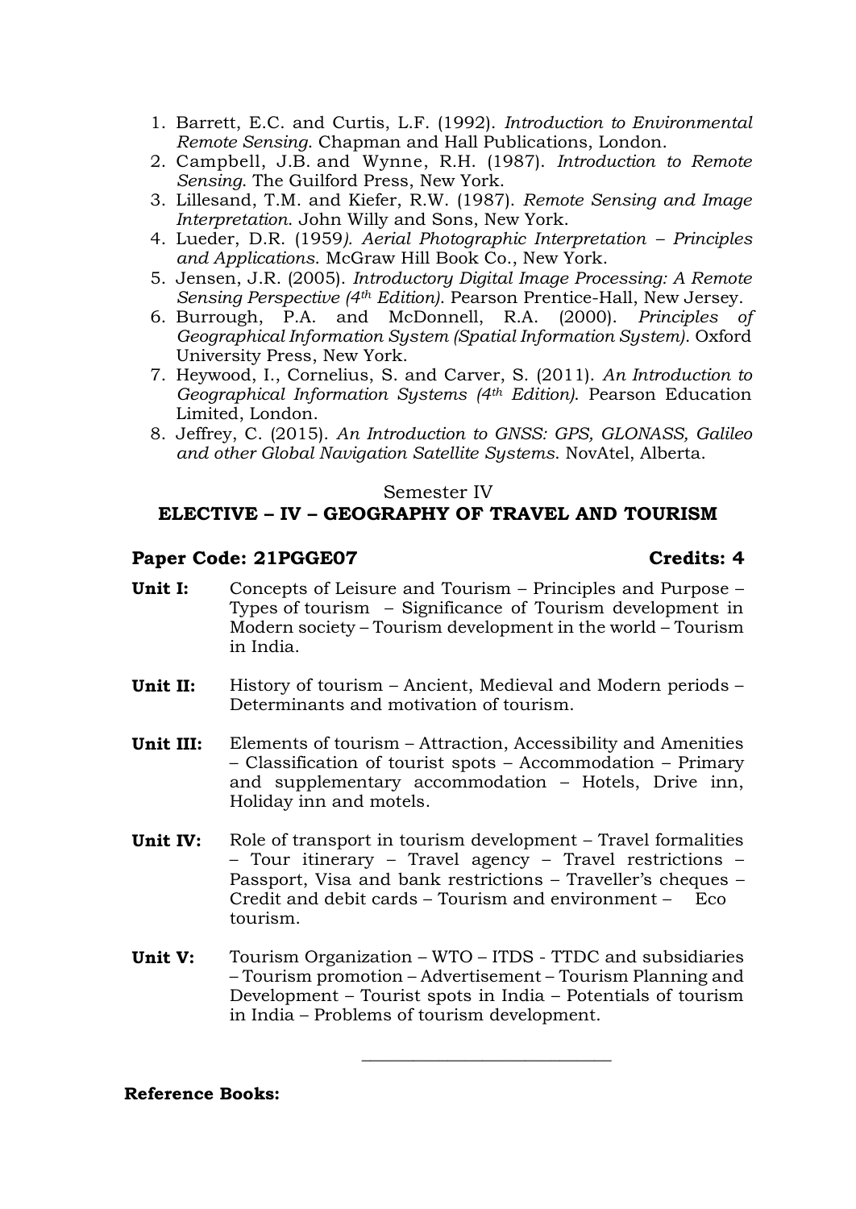1. Barrett, E.C. and Curtis, L.F. (1992). *Introduction to Environmental Remote Sensing*. Chapman and Hall Publications, London.
2. Campbell, J.B. and Wynne, R.H. (1987). *Introduction to Remote Sensing*. The Guilford Press, New York.
3. Lillesand, T.M. and Kiefer, R.W. (1987). *Remote Sensing and Image Interpretation*. John Willy and Sons, New York.
4. Lueder, D.R. (1959*). Aerial Photographic Interpretation – Principles and Applications*. McGraw Hill Book Co., New York.
5. Jensen, J.R. (2005). *Introductory Digital Image Processing: A Remote Sensing Perspective (4th Edition)*. Pearson Prentice-Hall, New Jersey.
6. Burrough, P.A. and McDonnell, R.A. (2000). *Principles of Geographical Information System (Spatial Information System)*. Oxford University Press, New York.
7. Heywood, I., Cornelius, S. and Carver, S. (2011). *An Introduction to Geographical Information Systems (4th Edition)*. Pearson Education Limited, London.
8. Jeffrey, C. (2015). *An Introduction to GNSS: GPS, GLONASS, Galileo and other Global Navigation Satellite Systems*. NovAtel, Alberta.

Semester IV

## ELECTIVE – IV – GEOGRAPHY OF TRAVEL AND TOURISM

**Paper Code: 21PGGE07** **Credits: 4**

**Unit I:** Concepts of Leisure and Tourism – Principles and Purpose – Types of tourism – Significance of Tourism development in Modern society – Tourism development in the world – Tourism in India.

**Unit II:** History of tourism – Ancient, Medieval and Modern periods – Determinants and motivation of tourism.

**Unit III:** Elements of tourism – Attraction, Accessibility and Amenities – Classification of tourist spots – Accommodation – Primary and supplementary accommodation – Hotels, Drive inn, Holiday inn and motels.

**Unit IV:** Role of transport in tourism development – Travel formalities – Tour itinerary – Travel agency – Travel restrictions – Passport, Visa and bank restrictions – Traveller's cheques – Credit and debit cards – Tourism and environment – Eco tourism.

**Unit V:** Tourism Organization – WTO – ITDS - TTDC and subsidiaries – Tourism promotion – Advertisement – Tourism Planning and Development – Tourist spots in India – Potentials of tourism in India – Problems of tourism development.

---

**Reference Books:**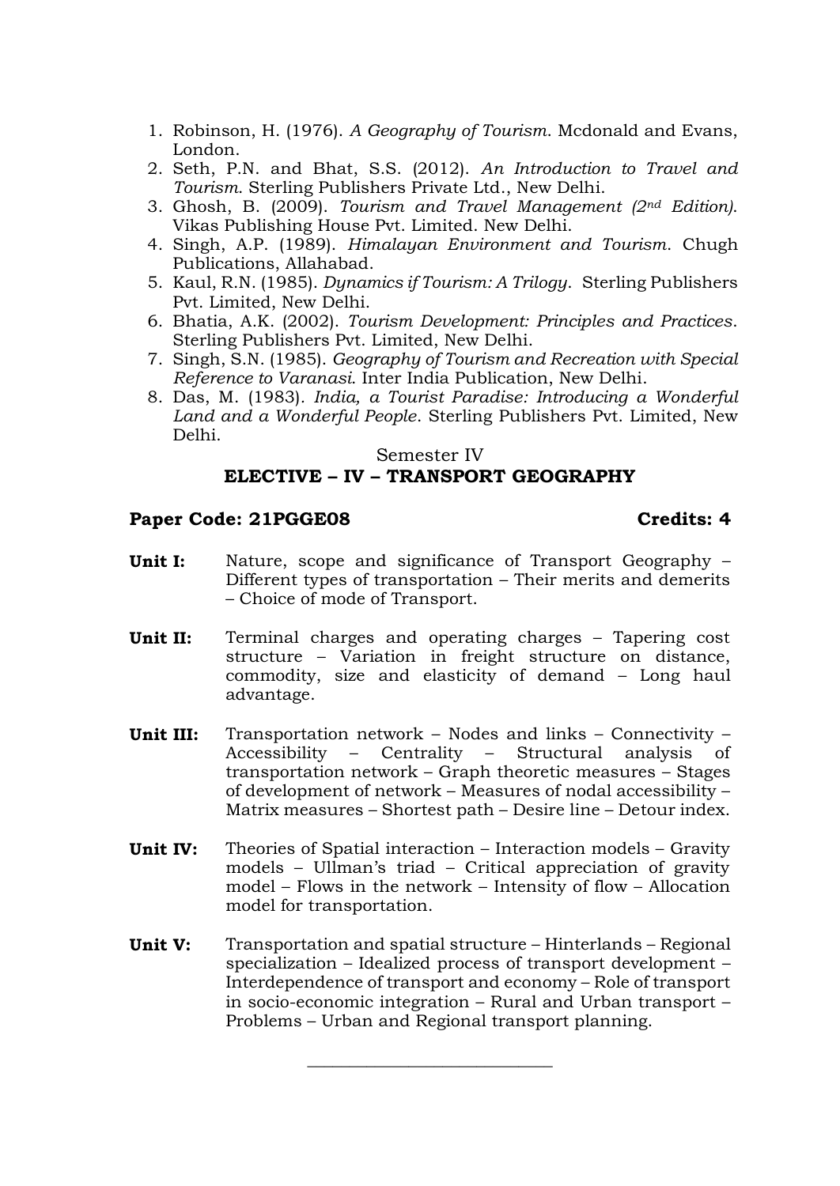1. Robinson, H. (1976). *A Geography of Tourism*. Mcdonald and Evans, London.
2. Seth, P.N. and Bhat, S.S. (2012). *An Introduction to Travel and Tourism*. Sterling Publishers Private Ltd., New Delhi.
3. Ghosh, B. (2009). *Tourism and Travel Management (2nd Edition)*. Vikas Publishing House Pvt. Limited. New Delhi.
4. Singh, A.P. (1989). *Himalayan Environment and Tourism*. Chugh Publications, Allahabad.
5. Kaul, R.N. (1985). *Dynamics if Tourism: A Trilogy*. Sterling Publishers Pvt. Limited, New Delhi.
6. Bhatia, A.K. (2002). *Tourism Development: Principles and Practices*. Sterling Publishers Pvt. Limited, New Delhi.
7. Singh, S.N. (1985). *Geography of Tourism and Recreation with Special Reference to Varanasi*. Inter India Publication, New Delhi.
8. Das, M. (1983). *India, a Tourist Paradise: Introducing a Wonderful Land and a Wonderful People*. Sterling Publishers Pvt. Limited, New Delhi.

Semester IV

## ELECTIVE – IV – TRANSPORT GEOGRAPHY

**Paper Code: 21PGGE08** **Credits: 4**

**Unit I:** Nature, scope and significance of Transport Geography – Different types of transportation – Their merits and demerits – Choice of mode of Transport.

**Unit II:** Terminal charges and operating charges – Tapering cost structure – Variation in freight structure on distance, commodity, size and elasticity of demand – Long haul advantage.

**Unit III:** Transportation network – Nodes and links – Connectivity – Accessibility – Centrality – Structural analysis of transportation network – Graph theoretic measures – Stages of development of network – Measures of nodal accessibility – Matrix measures – Shortest path – Desire line – Detour index.

**Unit IV:** Theories of Spatial interaction – Interaction models – Gravity models – Ullman's triad – Critical appreciation of gravity model – Flows in the network – Intensity of flow – Allocation model for transportation.

**Unit V:** Transportation and spatial structure – Hinterlands – Regional specialization – Idealized process of transport development – Interdependence of transport and economy – Role of transport in socio-economic integration – Rural and Urban transport – Problems – Urban and Regional transport planning.

---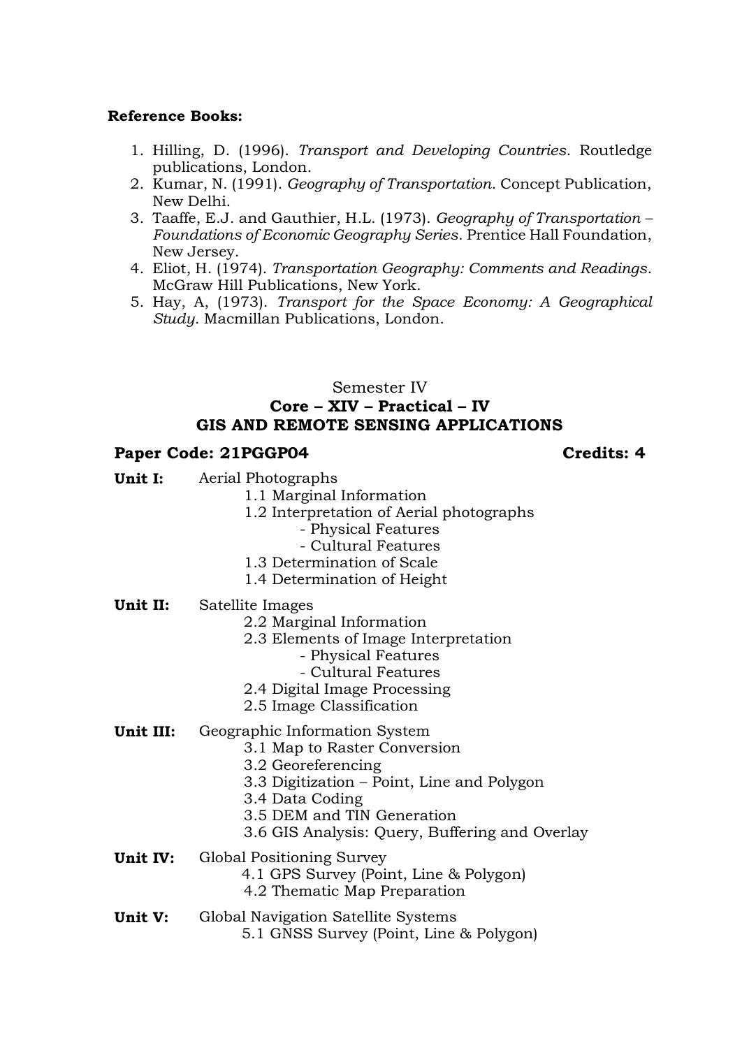**Reference Books:**

1. Hilling, D. (1996). *Transport and Developing Countries*. Routledge publications, London.
2. Kumar, N. (1991). *Geography of Transportation*. Concept Publication, New Delhi.
3. Taaffe, E.J. and Gauthier, H.L. (1973). *Geography of Transportation – Foundations of Economic Geography Series*. Prentice Hall Foundation, New Jersey.
4. Eliot, H. (1974). *Transportation Geography: Comments and Readings*. McGraw Hill Publications, New York.
5. Hay, A, (1973). *Transport for the Space Economy: A Geographical Study*. Macmillan Publications, London.

Semester IV

## Core – XIV – Practical – IV
## GIS AND REMOTE SENSING APPLICATIONS

**Paper Code: 21PGGP04** **Credits: 4**

**Unit I:** Aerial Photographs
- 1.1 Marginal Information
- 1.2 Interpretation of Aerial photographs
  - Physical Features
  - Cultural Features
- 1.3 Determination of Scale
- 1.4 Determination of Height

**Unit II:** Satellite Images
- 2.2 Marginal Information
- 2.3 Elements of Image Interpretation
  - Physical Features
  - Cultural Features
- 2.4 Digital Image Processing
- 2.5 Image Classification

**Unit III:** Geographic Information System
- 3.1 Map to Raster Conversion
- 3.2 Georeferencing
- 3.3 Digitization – Point, Line and Polygon
- 3.4 Data Coding
- 3.5 DEM and TIN Generation
- 3.6 GIS Analysis: Query, Buffering and Overlay

**Unit IV:** Global Positioning Survey
- 4.1 GPS Survey (Point, Line & Polygon)
- 4.2 Thematic Map Preparation

**Unit V:** Global Navigation Satellite Systems
- 5.1 GNSS Survey (Point, Line & Polygon)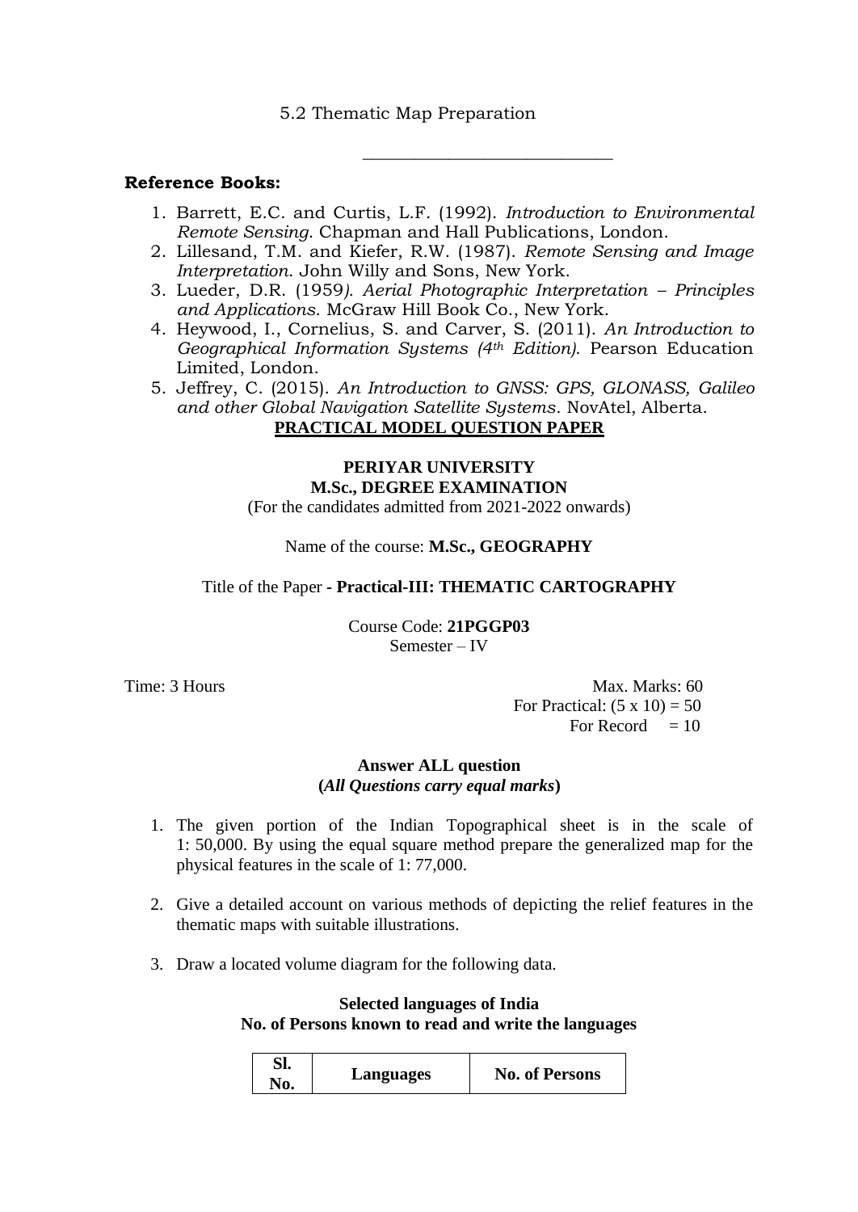5.2 Thematic Map Preparation

---

**Reference Books:**

1. Barrett, E.C. and Curtis, L.F. (1992). *Introduction to Environmental Remote Sensing*. Chapman and Hall Publications, London.
2. Lillesand, T.M. and Kiefer, R.W. (1987). *Remote Sensing and Image Interpretation*. John Willy and Sons, New York.
3. Lueder, D.R. (1959*). Aerial Photographic Interpretation – Principles and Applications*. McGraw Hill Book Co., New York.
4. Heywood, I., Cornelius, S. and Carver, S. (2011). *An Introduction to Geographical Information Systems (4th Edition)*. Pearson Education Limited, London.
5. Jeffrey, C. (2015). *An Introduction to GNSS: GPS, GLONASS, Galileo and other Global Navigation Satellite Systems*. NovAtel, Alberta.

**PRACTICAL MODEL QUESTION PAPER**

**PERIYAR UNIVERSITY**
**M.Sc., DEGREE EXAMINATION**
(For the candidates admitted from 2021-2022 onwards)

Name of the course: **M.Sc., GEOGRAPHY**

Title of the Paper **- Practical-III: THEMATIC CARTOGRAPHY**

Course Code: **21PGGP03**
Semester – IV

Time: 3 Hours

Max. Marks: 60
For Practical: (5 x 10) = 50
For Record = 10

**Answer ALL question**
**(*All Questions carry equal marks*)**

1. The given portion of the Indian Topographical sheet is in the scale of 1: 50,000. By using the equal square method prepare the generalized map for the physical features in the scale of 1: 77,000.

2. Give a detailed account on various methods of depicting the relief features in the thematic maps with suitable illustrations.

3. Draw a located volume diagram for the following data.

**Selected languages of India**
**No. of Persons known to read and write the languages**

| Sl. No. | Languages | No. of Persons |
|---|---|---|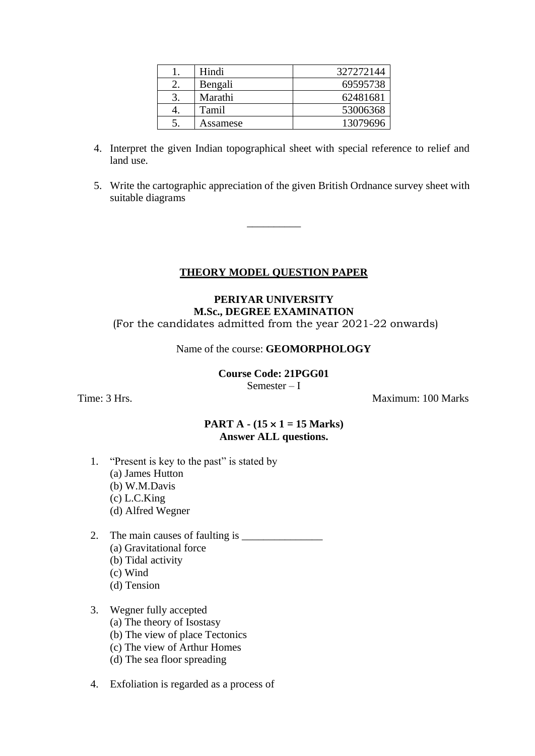| 1. | Hindi | 327272144 |
|---|---|---|
| 2. | Bengali | 69595738 |
| 3. | Marathi | 62481681 |
| 4. | Tamil | 53006368 |
| 5. | Assamese | 13079696 |

4. Interpret the given Indian topographical sheet with special reference to relief and land use.

5. Write the cartographic appreciation of the given British Ordnance survey sheet with suitable diagrams

__________

## THEORY MODEL QUESTION PAPER

**PERIYAR UNIVERSITY**
**M.Sc., DEGREE EXAMINATION**
(For the candidates admitted from the year 2021-22 onwards)

Name of the course: **GEOMORPHOLOGY**

**Course Code: 21PGG01**
Semester – I

Time: 3 Hrs. Maximum: 100 Marks

**PART A - (15 × 1 = 15 Marks)**
**Answer ALL questions.**

1. "Present is key to the past" is stated by
   (a) James Hutton
   (b) W.M.Davis
   (c) L.C.King
   (d) Alfred Wegner

2. The main causes of faulting is _______________
   (a) Gravitational force
   (b) Tidal activity
   (c) Wind
   (d) Tension

3. Wegner fully accepted
   (a) The theory of Isostasy
   (b) The view of place Tectonics
   (c) The view of Arthur Homes
   (d) The sea floor spreading

4. Exfoliation is regarded as a process of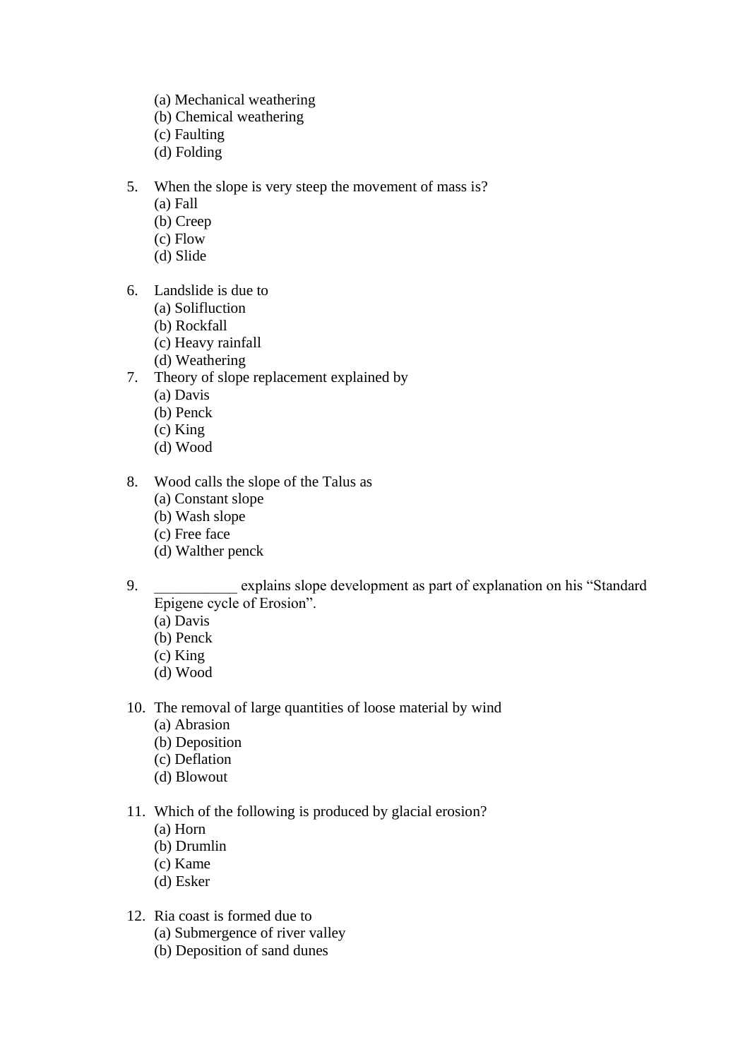(a) Mechanical weathering
(b) Chemical weathering
(c) Faulting
(d) Folding

5. When the slope is very steep the movement of mass is?
   (a) Fall
   (b) Creep
   (c) Flow
   (d) Slide

6. Landslide is due to
   (a) Solifluction
   (b) Rockfall
   (c) Heavy rainfall
   (d) Weathering

7. Theory of slope replacement explained by
   (a) Davis
   (b) Penck
   (c) King
   (d) Wood

8. Wood calls the slope of the Talus as
   (a) Constant slope
   (b) Wash slope
   (c) Free face
   (d) Walther penck

9. ___________ explains slope development as part of explanation on his "Standard Epigene cycle of Erosion".
   (a) Davis
   (b) Penck
   (c) King
   (d) Wood

10. The removal of large quantities of loose material by wind
    (a) Abrasion
    (b) Deposition
    (c) Deflation
    (d) Blowout

11. Which of the following is produced by glacial erosion?
    (a) Horn
    (b) Drumlin
    (c) Kame
    (d) Esker

12. Ria coast is formed due to
    (a) Submergence of river valley
    (b) Deposition of sand dunes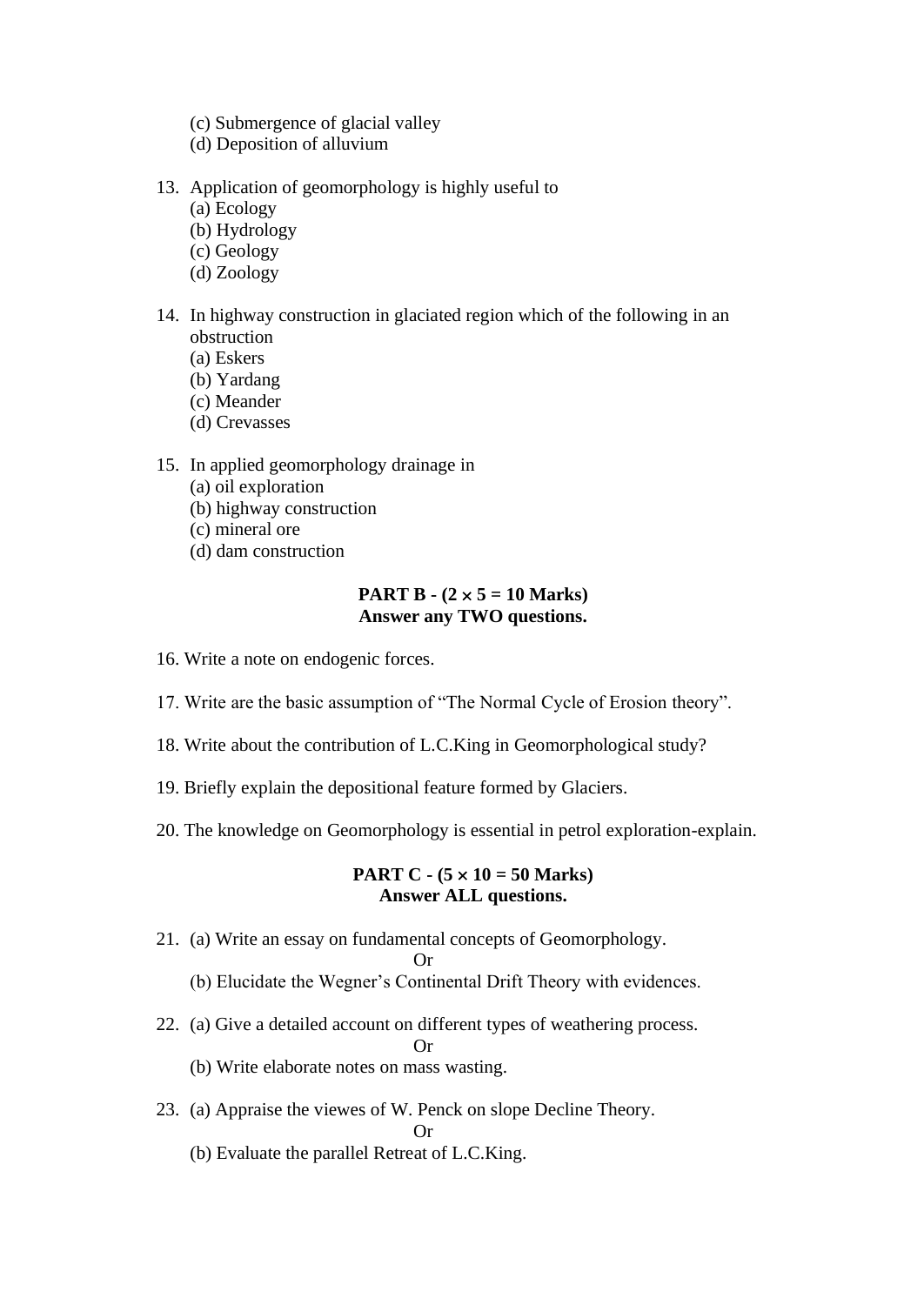(c) Submergence of glacial valley
(d) Deposition of alluvium

13. Application of geomorphology is highly useful to
    (a) Ecology
    (b) Hydrology
    (c) Geology
    (d) Zoology

14. In highway construction in glaciated region which of the following in an obstruction
    (a) Eskers
    (b) Yardang
    (c) Meander
    (d) Crevasses

15. In applied geomorphology drainage in
    (a) oil exploration
    (b) highway construction
    (c) mineral ore
    (d) dam construction

**PART B - (2 × 5 = 10 Marks)**
**Answer any TWO questions.**

16. Write a note on endogenic forces.

17. Write are the basic assumption of "The Normal Cycle of Erosion theory".

18. Write about the contribution of L.C.King in Geomorphological study?

19. Briefly explain the depositional feature formed by Glaciers.

20. The knowledge on Geomorphology is essential in petrol exploration-explain.

**PART C - (5 × 10 = 50 Marks)**
**Answer ALL questions.**

21. (a) Write an essay on fundamental concepts of Geomorphology.

    Or

    (b) Elucidate the Wegner's Continental Drift Theory with evidences.

22. (a) Give a detailed account on different types of weathering process.

    Or

    (b) Write elaborate notes on mass wasting.

23. (a) Appraise the viewes of W. Penck on slope Decline Theory.

    Or

    (b) Evaluate the parallel Retreat of L.C.King.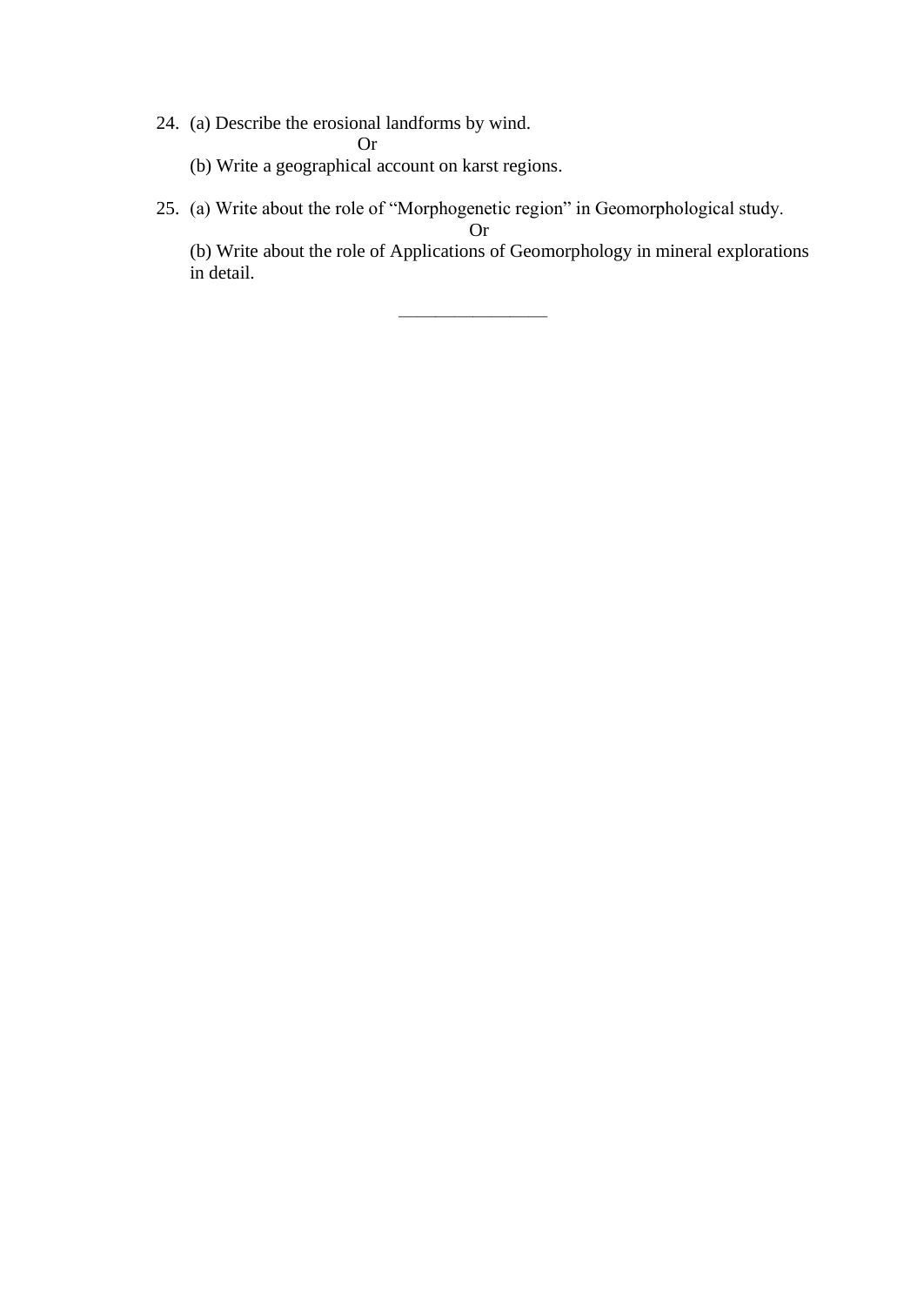24. (a) Describe the erosional landforms by wind.

Or

(b) Write a geographical account on karst regions.

25. (a) Write about the role of "Morphogenetic region" in Geomorphological study.

Or

(b) Write about the role of Applications of Geomorphology in mineral explorations in detail.

————————